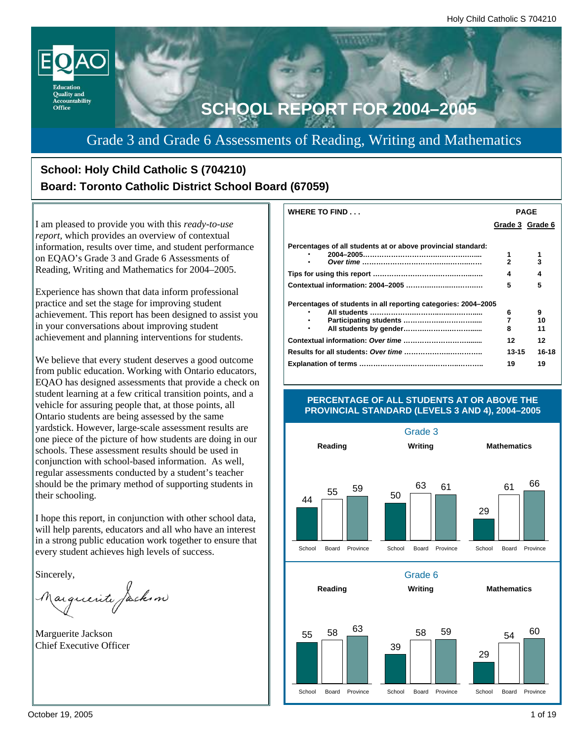# SCHOOL REPORT FOR 2004–2005

## Grade 3 and Grade 6 Assessments of Reading, Writing and Mathematics

**School: Holy Child Catholic S (704210)**
**Board: Toronto Catholic District School Board (67059)**

I am pleased to provide you with this *ready-to-use report,* which provides an overview of contextual information, results over time, and student performance on EQAO's Grade 3 and Grade 6 Assessments of Reading, Writing and Mathematics for 2004–2005.

Experience has shown that data inform professional practice and set the stage for improving student achievement. This report has been designed to assist you in your conversations about improving student achievement and planning interventions for students.

We believe that every student deserves a good outcome from public education. Working with Ontario educators, EQAO has designed assessments that provide a check on student learning at a few critical transition points, and a vehicle for assuring people that, at those points, all Ontario students are being assessed by the same yardstick. However, large-scale assessment results are one piece of the picture of how students are doing in our schools. These assessment results should be used in conjunction with school-based information. As well, regular assessments conducted by a student's teacher should be the primary method of supporting students in their schooling.

I hope this report, in conjunction with other school data, will help parents, educators and all who have an interest in a strong public education work together to ensure that every student achieves high levels of success.

Sincerely,

Marguerite Jackson
Chief Executive Officer

| WHERE TO FIND . . . | PAGE Grade 3 | PAGE Grade 6 |
|---|---|---|
| **Percentages of all students at or above provincial standard:** | | |
| • 2004–2005 | 1 | 1 |
| • *Over time* | 2 | 3 |
| **Tips for using this report** | 4 | 4 |
| **Contextual information: 2004–2005** | 5 | 5 |
| **Percentages of students in all reporting categories: 2004–2005** | | |
| • All students | 6 | 9 |
| • Participating students | 7 | 10 |
| • All students by gender | 8 | 11 |
| **Contextual information: *Over time*** | 12 | 12 |
| **Results for all students: *Over time*** | 13-15 | 16-18 |
| **Explanation of terms** | 19 | 19 |

### PERCENTAGE OF ALL STUDENTS AT OR ABOVE THE PROVINCIAL STANDARD (LEVELS 3 AND 4), 2004–2005

**Grade 3**

| | School | Board | Province |
|---|---|---|---|
| Reading | 44 | 55 | 59 |
| Writing | 50 | 63 | 61 |
| Mathematics | 29 | 61 | 66 |

**Grade 6**

| | School | Board | Province |
|---|---|---|---|
| Reading | 55 | 58 | 63 |
| Writing | 39 | 58 | 59 |
| Mathematics | 29 | 54 | 60 |

October 19, 2005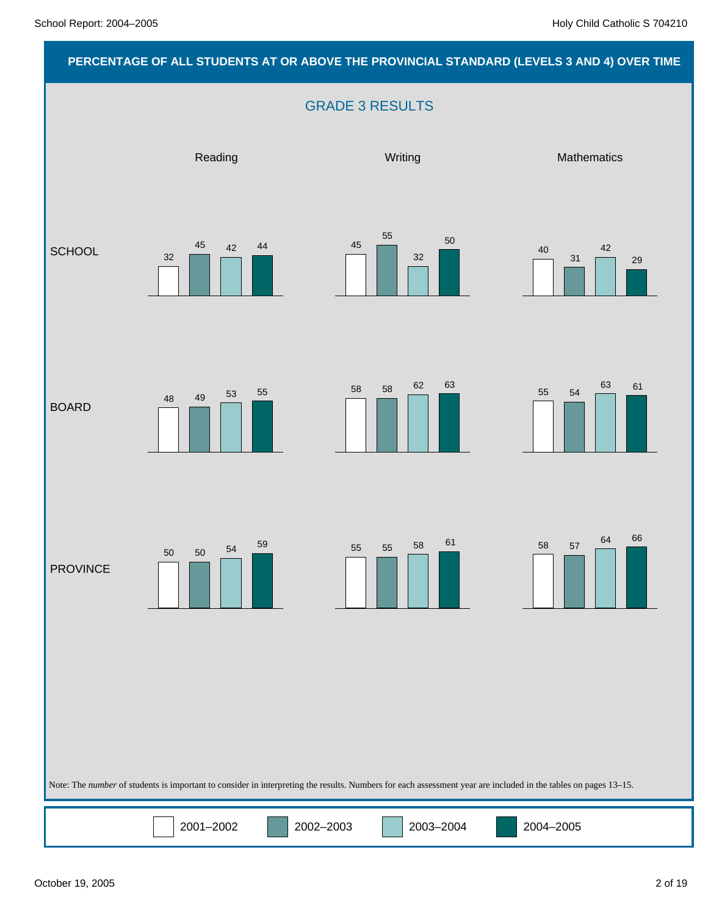## PERCENTAGE OF ALL STUDENTS AT OR ABOVE THE PROVINCIAL STANDARD (LEVELS 3 AND 4) OVER TIME

### GRADE 3 RESULTS

| | Reading 2001–2002 | Reading 2002–2003 | Reading 2003–2004 | Reading 2004–2005 | Writing 2001–2002 | Writing 2002–2003 | Writing 2003–2004 | Writing 2004–2005 | Mathematics 2001–2002 | Mathematics 2002–2003 | Mathematics 2003–2004 | Mathematics 2004–2005 |
|---|---|---|---|---|---|---|---|---|---|---|---|---|
| SCHOOL | 32 | 45 | 42 | 44 | 45 | 55 | 32 | 50 | 40 | 31 | 42 | 29 |
| BOARD | 48 | 49 | 53 | 55 | 58 | 58 | 62 | 63 | 55 | 54 | 63 | 61 |
| PROVINCE | 50 | 50 | 54 | 59 | 55 | 55 | 58 | 61 | 58 | 57 | 64 | 66 |

Note: The *number* of students is important to consider in interpreting the results. Numbers for each assessment year are included in the tables on pages 13–15.

2001–2002 &nbsp;&nbsp; 2002–2003 &nbsp;&nbsp; 2003–2004 &nbsp;&nbsp; 2004–2005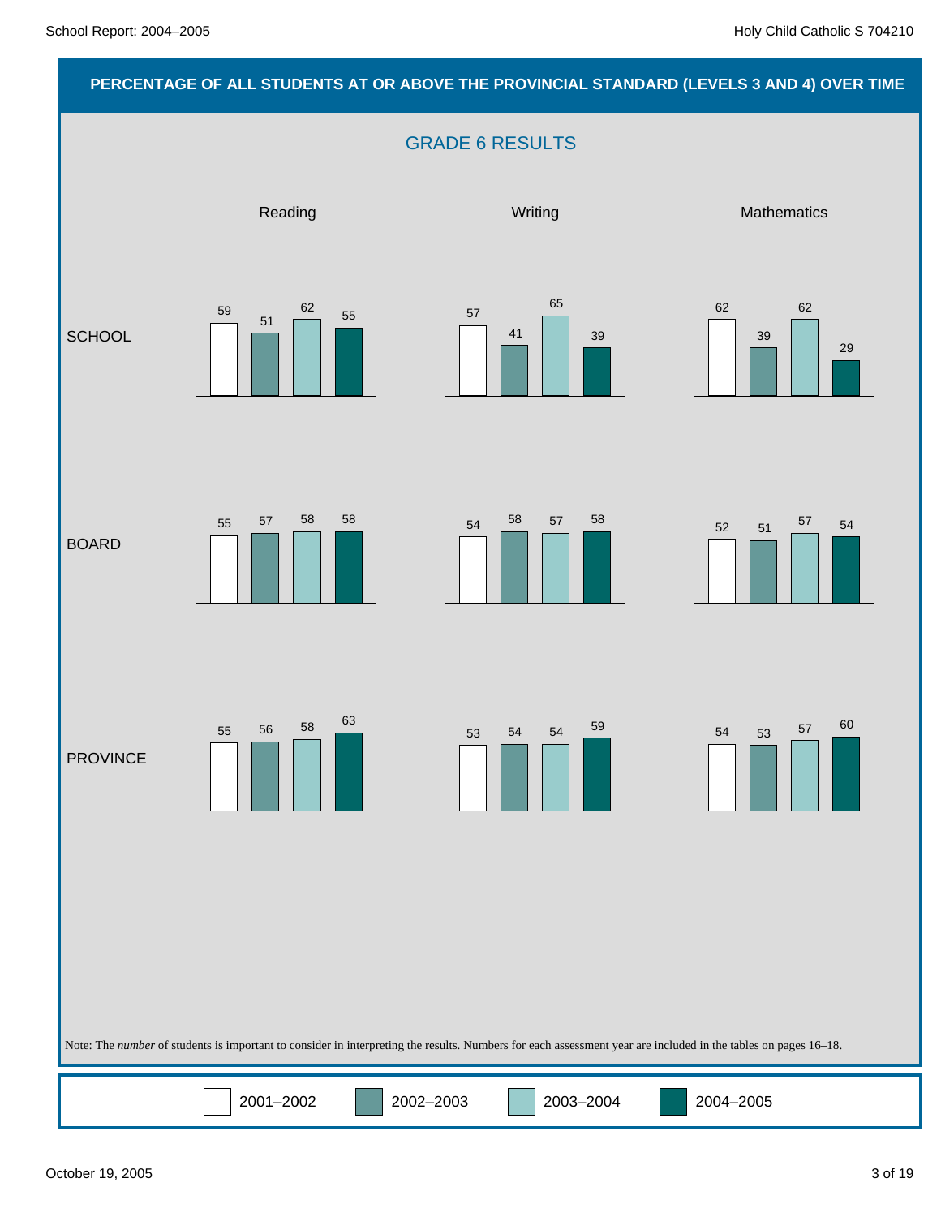# PERCENTAGE OF ALL STUDENTS AT OR ABOVE THE PROVINCIAL STANDARD (LEVELS 3 AND 4) OVER TIME

## GRADE 6 RESULTS

### Reading

| | 2001–2002 | 2002–2003 | 2003–2004 | 2004–2005 |
|---|---|---|---|---|
| SCHOOL | 59 | 51 | 62 | 55 |
| BOARD | 55 | 57 | 58 | 58 |
| PROVINCE | 55 | 56 | 58 | 63 |

### Writing

| | 2001–2002 | 2002–2003 | 2003–2004 | 2004–2005 |
|---|---|---|---|---|
| SCHOOL | 57 | 41 | 65 | 39 |
| BOARD | 54 | 58 | 57 | 58 |
| PROVINCE | 53 | 54 | 54 | 59 |

### Mathematics

| | 2001–2002 | 2002–2003 | 2003–2004 | 2004–2005 |
|---|---|---|---|---|
| SCHOOL | 62 | 39 | 62 | 29 |
| BOARD | 52 | 51 | 57 | 54 |
| PROVINCE | 54 | 53 | 57 | 60 |

Note: The *number* of students is important to consider in interpreting the results. Numbers for each assessment year are included in the tables on pages 16–18.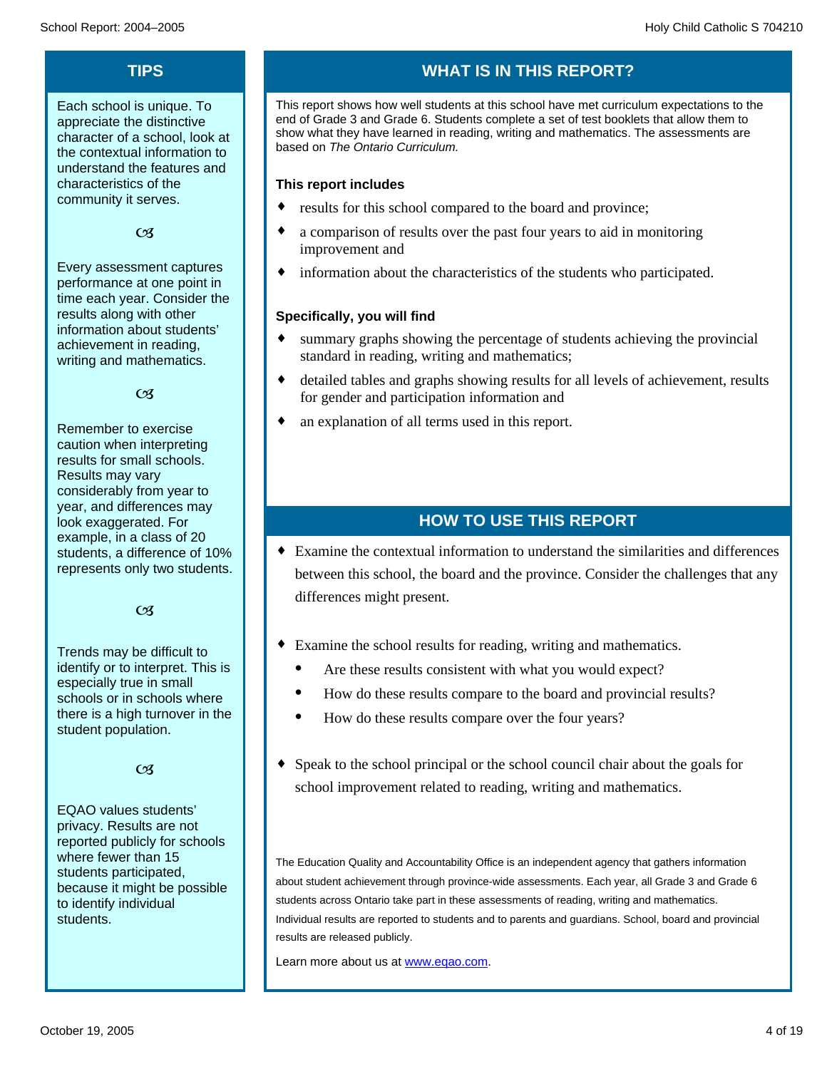## TIPS

Each school is unique. To appreciate the distinctive character of a school, look at the contextual information to understand the features and characteristics of the community it serves.

Every assessment captures performance at one point in time each year. Consider the results along with other information about students' achievement in reading, writing and mathematics.

Remember to exercise caution when interpreting results for small schools. Results may vary considerably from year to year, and differences may look exaggerated. For example, in a class of 20 students, a difference of 10% represents only two students.

Trends may be difficult to identify or to interpret. This is especially true in small schools or in schools where there is a high turnover in the student population.

EQAO values students' privacy. Results are not reported publicly for schools where fewer than 15 students participated, because it might be possible to identify individual students.

## WHAT IS IN THIS REPORT?

This report shows how well students at this school have met curriculum expectations to the end of Grade 3 and Grade 6. Students complete a set of test booklets that allow them to show what they have learned in reading, writing and mathematics. The assessments are based on *The Ontario Curriculum.*

**This report includes**

- results for this school compared to the board and province;
- a comparison of results over the past four years to aid in monitoring improvement and
- information about the characteristics of the students who participated.

**Specifically, you will find**

- summary graphs showing the percentage of students achieving the provincial standard in reading, writing and mathematics;
- detailed tables and graphs showing results for all levels of achievement, results for gender and participation information and
- an explanation of all terms used in this report.

## HOW TO USE THIS REPORT

- Examine the contextual information to understand the similarities and differences between this school, the board and the province. Consider the challenges that any differences might present.
- Examine the school results for reading, writing and mathematics.
  - Are these results consistent with what you would expect?
  - How do these results compare to the board and provincial results?
  - How do these results compare over the four years?
- Speak to the school principal or the school council chair about the goals for school improvement related to reading, writing and mathematics.

The Education Quality and Accountability Office is an independent agency that gathers information about student achievement through province-wide assessments. Each year, all Grade 3 and Grade 6 students across Ontario take part in these assessments of reading, writing and mathematics. Individual results are reported to students and to parents and guardians. School, board and provincial results are released publicly.

Learn more about us at [www.eqao.com](http://www.eqao.com).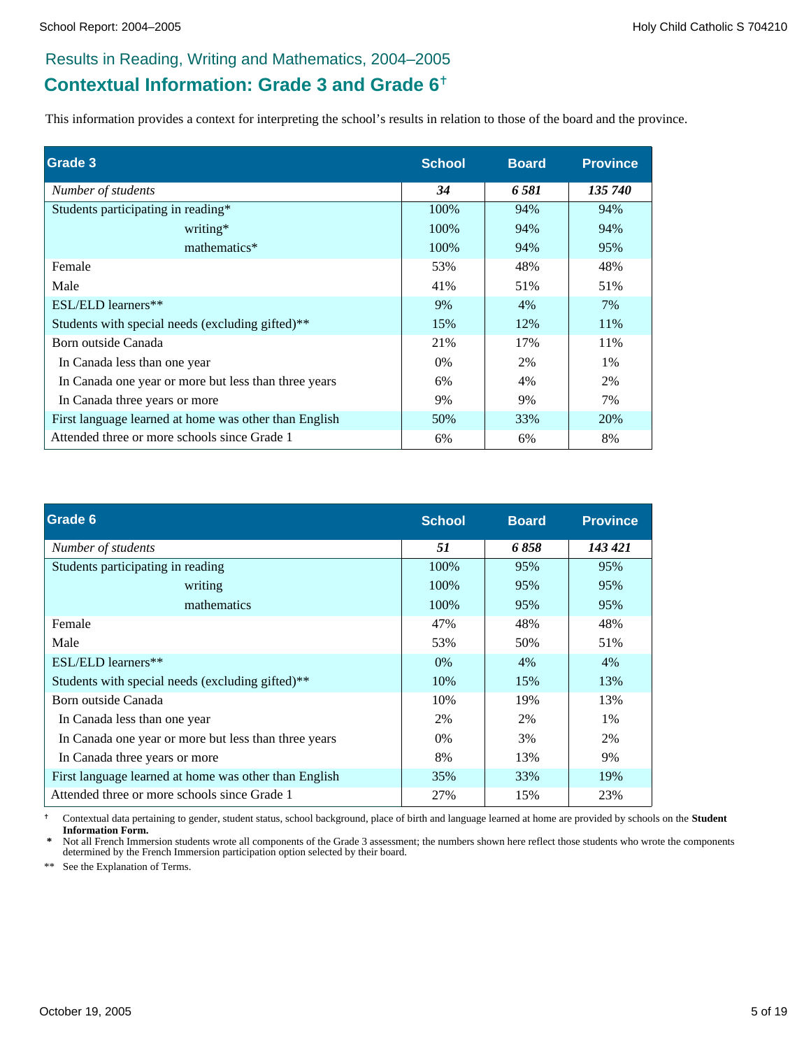## Results in Reading, Writing and Mathematics, 2004–2005

# Contextual Information: Grade 3 and Grade 6†

This information provides a context for interpreting the school's results in relation to those of the board and the province.

| Grade 3 | School | Board | Province |
|---|---|---|---|
| *Number of students* | ***34*** | ***6 581*** | ***135 740*** |
| Students participating in reading* | 100% | 94% | 94% |
| writing* | 100% | 94% | 94% |
| mathematics* | 100% | 94% | 95% |
| Female | 53% | 48% | 48% |
| Male | 41% | 51% | 51% |
| ESL/ELD learners** | 9% | 4% | 7% |
| Students with special needs (excluding gifted)** | 15% | 12% | 11% |
| Born outside Canada | 21% | 17% | 11% |
| In Canada less than one year | 0% | 2% | 1% |
| In Canada one year or more but less than three years | 6% | 4% | 2% |
| In Canada three years or more | 9% | 9% | 7% |
| First language learned at home was other than English | 50% | 33% | 20% |
| Attended three or more schools since Grade 1 | 6% | 6% | 8% |

| Grade 6 | School | Board | Province |
|---|---|---|---|
| *Number of students* | ***51*** | ***6 858*** | ***143 421*** |
| Students participating in reading | 100% | 95% | 95% |
| writing | 100% | 95% | 95% |
| mathematics | 100% | 95% | 95% |
| Female | 47% | 48% | 48% |
| Male | 53% | 50% | 51% |
| ESL/ELD learners** | 0% | 4% | 4% |
| Students with special needs (excluding gifted)** | 10% | 15% | 13% |
| Born outside Canada | 10% | 19% | 13% |
| In Canada less than one year | 2% | 2% | 1% |
| In Canada one year or more but less than three years | 0% | 3% | 2% |
| In Canada three years or more | 8% | 13% | 9% |
| First language learned at home was other than English | 35% | 33% | 19% |
| Attended three or more schools since Grade 1 | 27% | 15% | 23% |

† Contextual data pertaining to gender, student status, school background, place of birth and language learned at home are provided by schools on the **Student Information Form.**

\* Not all French Immersion students wrote all components of the Grade 3 assessment; the numbers shown here reflect those students who wrote the components determined by the French Immersion participation option selected by their board.

** See the Explanation of Terms.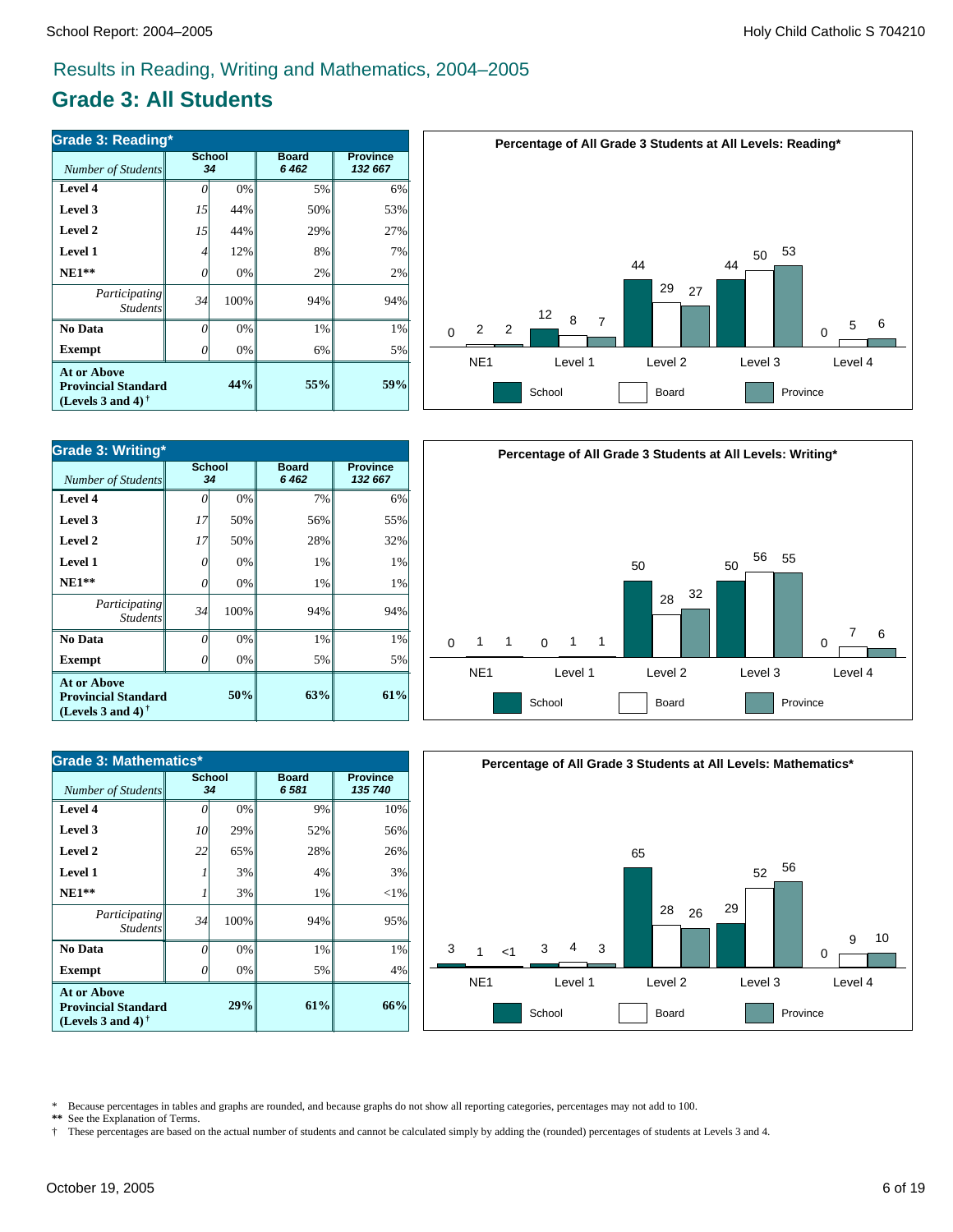## Results in Reading, Writing and Mathematics, 2004–2005

# Grade 3: All Students

| Grade 3: Reading* | School | | Board | Province |
|---|---|---|---|---|
| *Number of Students* | *34* | | *6 462* | *132 667* |
| **Level 4** | *0* | 0% | 5% | 6% |
| **Level 3** | *15* | 44% | 50% | 53% |
| **Level 2** | *15* | 44% | 29% | 27% |
| **Level 1** | *4* | 12% | 8% | 7% |
| **NE1**** | *0* | 0% | 2% | 2% |
| *Participating Students* | *34* | 100% | 94% | 94% |
| **No Data** | *0* | 0% | 1% | 1% |
| **Exempt** | *0* | 0% | 6% | 5% |
| **At or Above Provincial Standard (Levels 3 and 4)†** | | **44%** | **55%** | **59%** |

**Percentage of All Grade 3 Students at All Levels: Reading***

| | NE1 | Level 1 | Level 2 | Level 3 | Level 4 |
|---|---|---|---|---|---|
| School | 0 | 12 | 44 | 44 | 0 |
| Board | 2 | 8 | 29 | 50 | 5 |
| Province | 2 | 7 | 27 | 53 | 6 |

| Grade 3: Writing* | School | | Board | Province |
|---|---|---|---|---|
| *Number of Students* | *34* | | *6 462* | *132 667* |
| **Level 4** | *0* | 0% | 7% | 6% |
| **Level 3** | *17* | 50% | 56% | 55% |
| **Level 2** | *17* | 50% | 28% | 32% |
| **Level 1** | *0* | 0% | 1% | 1% |
| **NE1**** | *0* | 0% | 1% | 1% |
| *Participating Students* | *34* | 100% | 94% | 94% |
| **No Data** | *0* | 0% | 1% | 1% |
| **Exempt** | *0* | 0% | 5% | 5% |
| **At or Above Provincial Standard (Levels 3 and 4)†** | | **50%** | **63%** | **61%** |

**Percentage of All Grade 3 Students at All Levels: Writing***

| | NE1 | Level 1 | Level 2 | Level 3 | Level 4 |
|---|---|---|---|---|---|
| School | 0 | 0 | 50 | 50 | 0 |
| Board | 1 | 1 | 28 | 56 | 7 |
| Province | 1 | 1 | 32 | 55 | 6 |

| Grade 3: Mathematics* | School | | Board | Province |
|---|---|---|---|---|
| *Number of Students* | *34* | | *6 581* | *135 740* |
| **Level 4** | *0* | 0% | 9% | 10% |
| **Level 3** | *10* | 29% | 52% | 56% |
| **Level 2** | *22* | 65% | 28% | 26% |
| **Level 1** | *1* | 3% | 4% | 3% |
| **NE1**** | *1* | 3% | 1% | <1% |
| *Participating Students* | *34* | 100% | 94% | 95% |
| **No Data** | *0* | 0% | 1% | 1% |
| **Exempt** | *0* | 0% | 5% | 4% |
| **At or Above Provincial Standard (Levels 3 and 4)†** | | **29%** | **61%** | **66%** |

**Percentage of All Grade 3 Students at All Levels: Mathematics***

| | NE1 | Level 1 | Level 2 | Level 3 | Level 4 |
|---|---|---|---|---|---|
| School | 3 | 3 | 65 | 29 | 0 |
| Board | 1 | 4 | 28 | 52 | 9 |
| Province | <1 | 3 | 26 | 56 | 10 |

\* Because percentages in tables and graphs are rounded, and because graphs do not show all reporting categories, percentages may not add to 100.

** See the Explanation of Terms.

† These percentages are based on the actual number of students and cannot be calculated simply by adding the (rounded) percentages of students at Levels 3 and 4.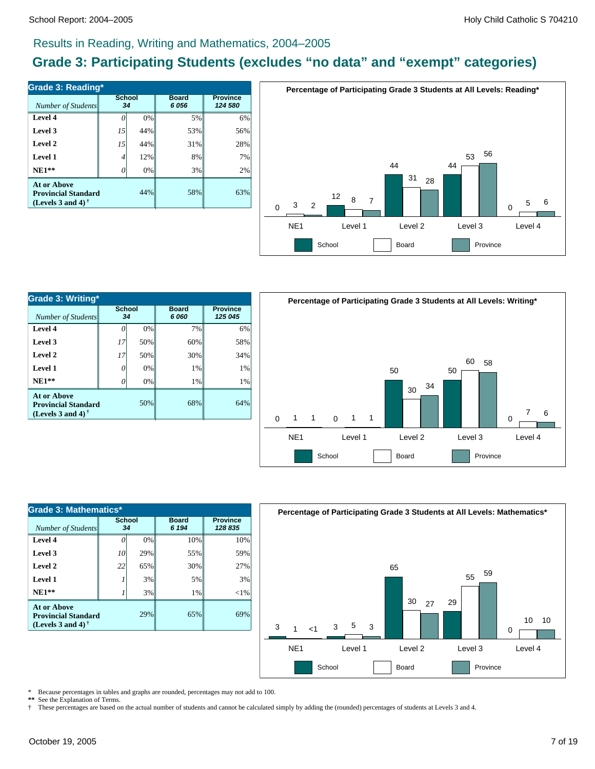## Results in Reading, Writing and Mathematics, 2004–2005

# Grade 3: Participating Students (excludes "no data" and "exempt" categories)

### Grade 3: Reading*

| *Number of Students* | School 34 | | Board 6 056 | Province 124 580 |
|---|---|---|---|---|
| **Level 4** | *0* | 0% | 5% | 6% |
| **Level 3** | *15* | 44% | 53% | 56% |
| **Level 2** | *15* | 44% | 31% | 28% |
| **Level 1** | *4* | 12% | 8% | 7% |
| **NE1**** | *0* | 0% | 3% | 2% |
| **At or Above Provincial Standard (Levels 3 and 4)** † | | 44% | 58% | 63% |

**Percentage of Participating Grade 3 Students at All Levels: Reading***

| | NE1 | Level 1 | Level 2 | Level 3 | Level 4 |
|---|---|---|---|---|---|
| School | 0 | 12 | 44 | 44 | 0 |
| Board | 3 | 8 | 31 | 53 | 5 |
| Province | 2 | 7 | 28 | 56 | 6 |

### Grade 3: Writing*

| *Number of Students* | School 34 | | Board 6 060 | Province 125 045 |
|---|---|---|---|---|
| **Level 4** | *0* | 0% | 7% | 6% |
| **Level 3** | *17* | 50% | 60% | 58% |
| **Level 2** | *17* | 50% | 30% | 34% |
| **Level 1** | *0* | 0% | 1% | 1% |
| **NE1**** | *0* | 0% | 1% | 1% |
| **At or Above Provincial Standard (Levels 3 and 4)** † | | 50% | 68% | 64% |

**Percentage of Participating Grade 3 Students at All Levels: Writing***

| | NE1 | Level 1 | Level 2 | Level 3 | Level 4 |
|---|---|---|---|---|---|
| School | 0 | 0 | 50 | 50 | 0 |
| Board | 1 | 1 | 30 | 60 | 7 |
| Province | 1 | 1 | 34 | 58 | 6 |

### Grade 3: Mathematics*

| *Number of Students* | School 34 | | Board 6 194 | Province 128 835 |
|---|---|---|---|---|
| **Level 4** | *0* | 0% | 10% | 10% |
| **Level 3** | *10* | 29% | 55% | 59% |
| **Level 2** | *22* | 65% | 30% | 27% |
| **Level 1** | *1* | 3% | 5% | 3% |
| **NE1**** | *1* | 3% | 1% | <1% |
| **At or Above Provincial Standard (Levels 3 and 4)** † | | 29% | 65% | 69% |

**Percentage of Participating Grade 3 Students at All Levels: Mathematics***

| | NE1 | Level 1 | Level 2 | Level 3 | Level 4 |
|---|---|---|---|---|---|
| School | 3 | 3 | 65 | 29 | 0 |
| Board | 1 | 5 | 30 | 55 | 10 |
| Province | <1 | 3 | 27 | 59 | 10 |

\* Because percentages in tables and graphs are rounded, percentages may not add to 100.

** See the Explanation of Terms.

† These percentages are based on the actual number of students and cannot be calculated simply by adding the (rounded) percentages of students at Levels 3 and 4.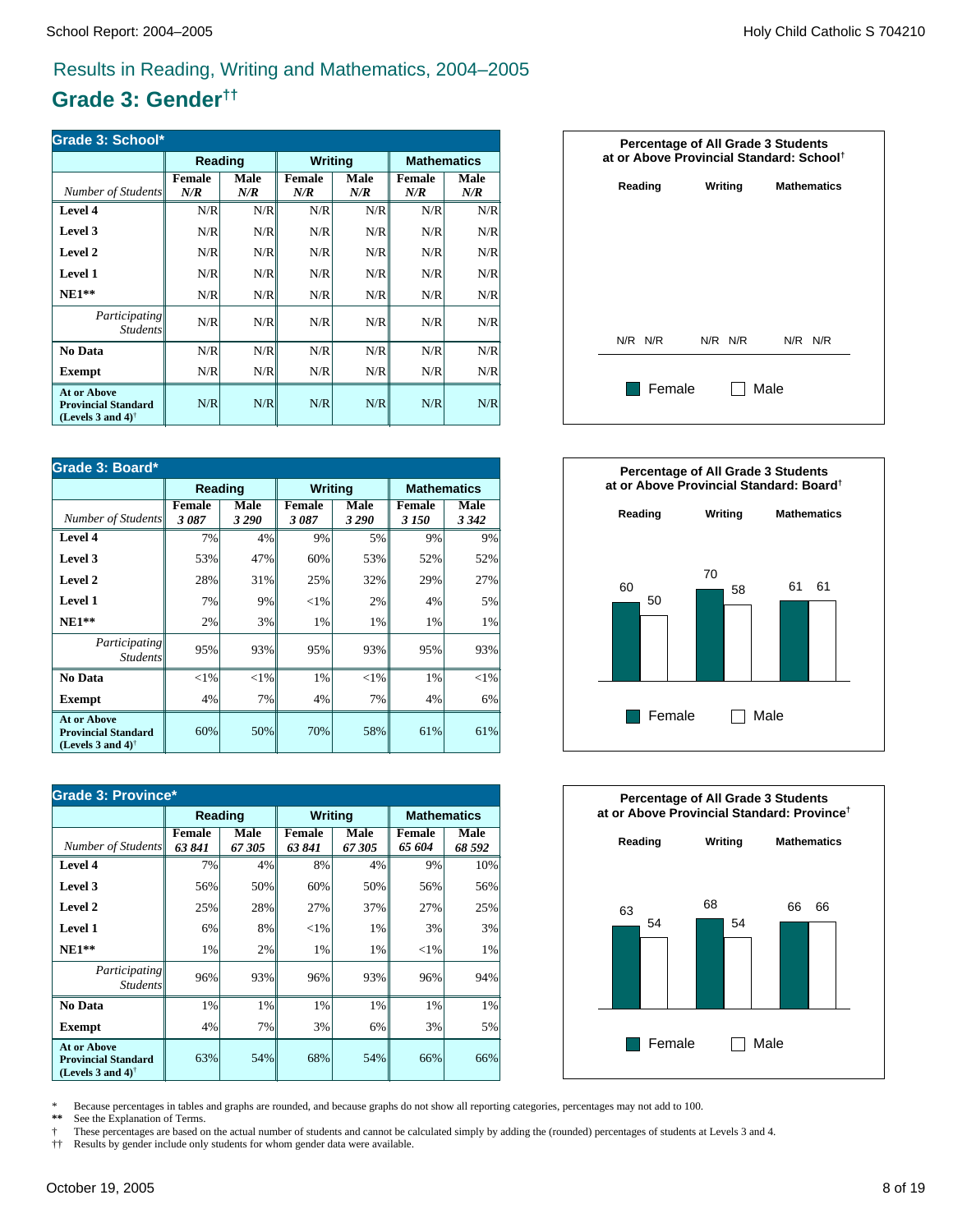# Results in Reading, Writing and Mathematics, 2004–2005

## Grade 3: Gender††

| Grade 3: School* | Reading | | Writing | | Mathematics | |
|---|---|---|---|---|---|---|
| *Number of Students* | Female *N/R* | Male *N/R* | Female *N/R* | Male *N/R* | Female *N/R* | Male *N/R* |
| **Level 4** | N/R | N/R | N/R | N/R | N/R | N/R |
| **Level 3** | N/R | N/R | N/R | N/R | N/R | N/R |
| **Level 2** | N/R | N/R | N/R | N/R | N/R | N/R |
| **Level 1** | N/R | N/R | N/R | N/R | N/R | N/R |
| **NE1**** | N/R | N/R | N/R | N/R | N/R | N/R |
| *Participating Students* | N/R | N/R | N/R | N/R | N/R | N/R |
| **No Data** | N/R | N/R | N/R | N/R | N/R | N/R |
| **Exempt** | N/R | N/R | N/R | N/R | N/R | N/R |
| **At or Above Provincial Standard (Levels 3 and 4)†** | N/R | N/R | N/R | N/R | N/R | N/R |

**Percentage of All Grade 3 Students at or Above Provincial Standard: School†**

| | Reading | | Writing | | Mathematics | |
|---|---|---|---|---|---|---|
| | Female | Male | Female | Male | Female | Male |
| | N/R | N/R | N/R | N/R | N/R | N/R |

| Grade 3: Board* | Reading | | Writing | | Mathematics | |
|---|---|---|---|---|---|---|
| *Number of Students* | Female *3 087* | Male *3 290* | Female *3 087* | Male *3 290* | Female *3 150* | Male *3 342* |
| **Level 4** | 7% | 4% | 9% | 5% | 9% | 9% |
| **Level 3** | 53% | 47% | 60% | 53% | 52% | 52% |
| **Level 2** | 28% | 31% | 25% | 32% | 29% | 27% |
| **Level 1** | 7% | 9% | <1% | 2% | 4% | 5% |
| **NE1**** | 2% | 3% | 1% | 1% | 1% | 1% |
| *Participating Students* | 95% | 93% | 95% | 93% | 95% | 93% |
| **No Data** | <1% | <1% | 1% | <1% | 1% | <1% |
| **Exempt** | 4% | 7% | 4% | 7% | 4% | 6% |
| **At or Above Provincial Standard (Levels 3 and 4)†** | 60% | 50% | 70% | 58% | 61% | 61% |

**Percentage of All Grade 3 Students at or Above Provincial Standard: Board†**

| | Reading | | Writing | | Mathematics | |
|---|---|---|---|---|---|---|
| | Female | Male | Female | Male | Female | Male |
| | 60 | 50 | 70 | 58 | 61 | 61 |

| Grade 3: Province* | Reading | | Writing | | Mathematics | |
|---|---|---|---|---|---|---|
| *Number of Students* | Female *63 841* | Male *67 305* | Female *63 841* | Male *67 305* | Female *65 604* | Male *68 592* |
| **Level 4** | 7% | 4% | 8% | 4% | 9% | 10% |
| **Level 3** | 56% | 50% | 60% | 50% | 56% | 56% |
| **Level 2** | 25% | 28% | 27% | 37% | 27% | 25% |
| **Level 1** | 6% | 8% | <1% | 1% | 3% | 3% |
| **NE1**** | 1% | 2% | 1% | 1% | <1% | 1% |
| *Participating Students* | 96% | 93% | 96% | 93% | 96% | 94% |
| **No Data** | 1% | 1% | 1% | 1% | 1% | 1% |
| **Exempt** | 4% | 7% | 3% | 6% | 3% | 5% |
| **At or Above Provincial Standard (Levels 3 and 4)†** | 63% | 54% | 68% | 54% | 66% | 66% |

**Percentage of All Grade 3 Students at or Above Provincial Standard: Province†**

| | Reading | | Writing | | Mathematics | |
|---|---|---|---|---|---|---|
| | Female | Male | Female | Male | Female | Male |
| | 63 | 54 | 68 | 54 | 66 | 66 |

\* Because percentages in tables and graphs are rounded, and because graphs do not show all reporting categories, percentages may not add to 100.

** See the Explanation of Terms.

† These percentages are based on the actual number of students and cannot be calculated simply by adding the (rounded) percentages of students at Levels 3 and 4.

†† Results by gender include only students for whom gender data were available.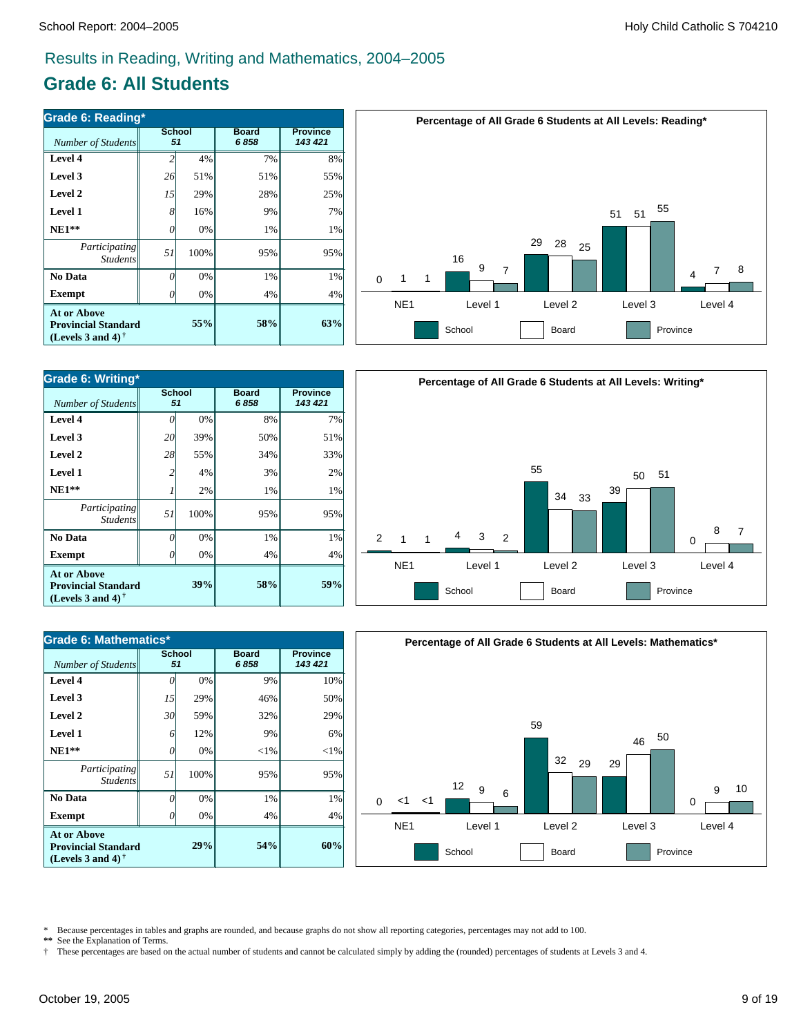## Results in Reading, Writing and Mathematics, 2004–2005

# Grade 6: All Students

| Grade 6: Reading* | School | | Board | Province |
|---|---|---|---|---|
| *Number of Students* | 51 | | 6 858 | 143 421 |
| **Level 4** | 2 | 4% | 7% | 8% |
| **Level 3** | 26 | 51% | 51% | 55% |
| **Level 2** | 15 | 29% | 28% | 25% |
| **Level 1** | 8 | 16% | 9% | 7% |
| **NE1**** | 0 | 0% | 1% | 1% |
| *Participating Students* | 51 | 100% | 95% | 95% |
| **No Data** | 0 | 0% | 1% | 1% |
| **Exempt** | 0 | 0% | 4% | 4% |
| **At or Above Provincial Standard (Levels 3 and 4)†** | | **55%** | **58%** | **63%** |

**Percentage of All Grade 6 Students at All Levels: Reading***

| | NE1 | Level 1 | Level 2 | Level 3 | Level 4 |
|---|---|---|---|---|---|
| School | 0 | 16 | 29 | 51 | 4 |
| Board | 1 | 9 | 28 | 51 | 7 |
| Province | 1 | 7 | 25 | 55 | 8 |

| Grade 6: Writing* | School | | Board | Province |
|---|---|---|---|---|
| *Number of Students* | 51 | | 6 858 | 143 421 |
| **Level 4** | 0 | 0% | 8% | 7% |
| **Level 3** | 20 | 39% | 50% | 51% |
| **Level 2** | 28 | 55% | 34% | 33% |
| **Level 1** | 2 | 4% | 3% | 2% |
| **NE1**** | 1 | 2% | 1% | 1% |
| *Participating Students* | 51 | 100% | 95% | 95% |
| **No Data** | 0 | 0% | 1% | 1% |
| **Exempt** | 0 | 0% | 4% | 4% |
| **At or Above Provincial Standard (Levels 3 and 4)†** | | **39%** | **58%** | **59%** |

**Percentage of All Grade 6 Students at All Levels: Writing***

| | NE1 | Level 1 | Level 2 | Level 3 | Level 4 |
|---|---|---|---|---|---|
| School | 2 | 4 | 55 | 39 | 0 |
| Board | 1 | 3 | 34 | 50 | 8 |
| Province | 1 | 2 | 33 | 51 | 7 |

| Grade 6: Mathematics* | School | | Board | Province |
|---|---|---|---|---|
| *Number of Students* | 51 | | 6 858 | 143 421 |
| **Level 4** | 0 | 0% | 9% | 10% |
| **Level 3** | 15 | 29% | 46% | 50% |
| **Level 2** | 30 | 59% | 32% | 29% |
| **Level 1** | 6 | 12% | 9% | 6% |
| **NE1**** | 0 | 0% | <1% | <1% |
| *Participating Students* | 51 | 100% | 95% | 95% |
| **No Data** | 0 | 0% | 1% | 1% |
| **Exempt** | 0 | 0% | 4% | 4% |
| **At or Above Provincial Standard (Levels 3 and 4)†** | | **29%** | **54%** | **60%** |

**Percentage of All Grade 6 Students at All Levels: Mathematics***

| | NE1 | Level 1 | Level 2 | Level 3 | Level 4 |
|---|---|---|---|---|---|
| School | 0 | 12 | 59 | 29 | 0 |
| Board | <1 | 9 | 32 | 46 | 9 |
| Province | <1 | 6 | 29 | 50 | 10 |

\* Because percentages in tables and graphs are rounded, and because graphs do not show all reporting categories, percentages may not add to 100.

** See the Explanation of Terms.

† These percentages are based on the actual number of students and cannot be calculated simply by adding the (rounded) percentages of students at Levels 3 and 4.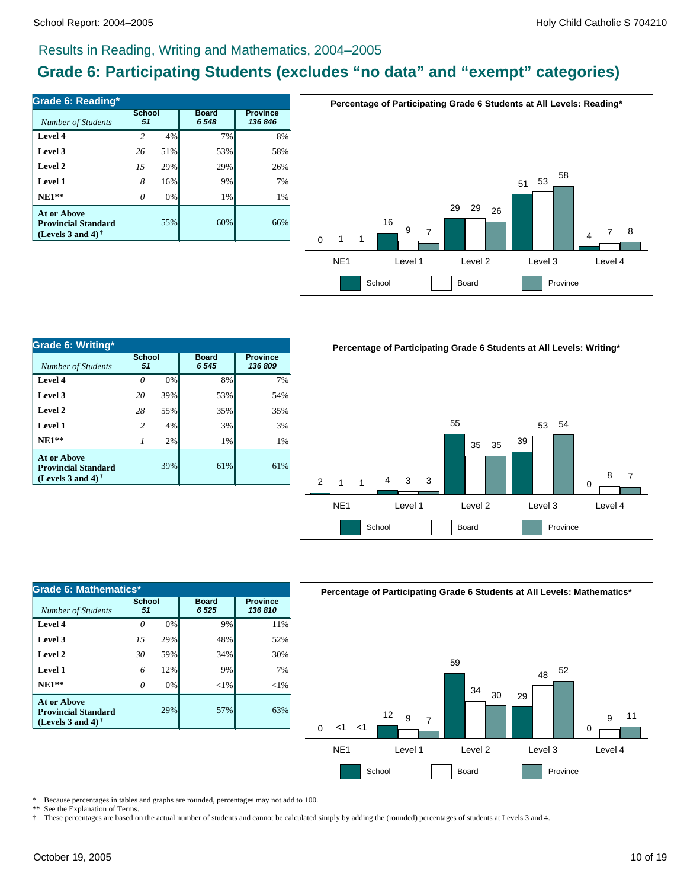## Results in Reading, Writing and Mathematics, 2004–2005

# Grade 6: Participating Students (excludes "no data" and "exempt" categories)

| Grade 6: Reading* | School | | Board | Province |
|---|---|---|---|---|
| *Number of Students* | 51 | | 6 548 | 136 846 |
| **Level 4** | *2* | 4% | 7% | 8% |
| **Level 3** | *26* | 51% | 53% | 58% |
| **Level 2** | *15* | 29% | 29% | 26% |
| **Level 1** | *8* | 16% | 9% | 7% |
| **NE1**** | *0* | 0% | 1% | 1% |
| **At or Above Provincial Standard (Levels 3 and 4)** † | | 55% | 60% | 66% |

**Percentage of Participating Grade 6 Students at All Levels: Reading***

| | NE1 | Level 1 | Level 2 | Level 3 | Level 4 |
|---|---|---|---|---|---|
| School | 0 | 16 | 29 | 51 | 4 |
| Board | 1 | 9 | 29 | 53 | 7 |
| Province | 1 | 7 | 26 | 58 | 8 |

| Grade 6: Writing* | School | | Board | Province |
|---|---|---|---|---|
| *Number of Students* | 51 | | 6 545 | 136 809 |
| **Level 4** | *0* | 0% | 8% | 7% |
| **Level 3** | *20* | 39% | 53% | 54% |
| **Level 2** | *28* | 55% | 35% | 35% |
| **Level 1** | *2* | 4% | 3% | 3% |
| **NE1**** | *1* | 2% | 1% | 1% |
| **At or Above Provincial Standard (Levels 3 and 4)** † | | 39% | 61% | 61% |

**Percentage of Participating Grade 6 Students at All Levels: Writing***

| | NE1 | Level 1 | Level 2 | Level 3 | Level 4 |
|---|---|---|---|---|---|
| School | 2 | 4 | 55 | 39 | 0 |
| Board | 1 | 3 | 35 | 53 | 8 |
| Province | 1 | 3 | 35 | 54 | 7 |

| Grade 6: Mathematics* | School | | Board | Province |
|---|---|---|---|---|
| *Number of Students* | 51 | | 6 525 | 136 810 |
| **Level 4** | *0* | 0% | 9% | 11% |
| **Level 3** | *15* | 29% | 48% | 52% |
| **Level 2** | *30* | 59% | 34% | 30% |
| **Level 1** | *6* | 12% | 9% | 7% |
| **NE1**** | *0* | 0% | <1% | <1% |
| **At or Above Provincial Standard (Levels 3 and 4)** † | | 29% | 57% | 63% |

**Percentage of Participating Grade 6 Students at All Levels: Mathematics***

| | NE1 | Level 1 | Level 2 | Level 3 | Level 4 |
|---|---|---|---|---|---|
| School | 0 | 12 | 59 | 29 | 0 |
| Board | <1 | 9 | 34 | 48 | 9 |
| Province | <1 | 7 | 30 | 52 | 11 |

\* Because percentages in tables and graphs are rounded, percentages may not add to 100.
** See the Explanation of Terms.
† These percentages are based on the actual number of students and cannot be calculated simply by adding the (rounded) percentages of students at Levels 3 and 4.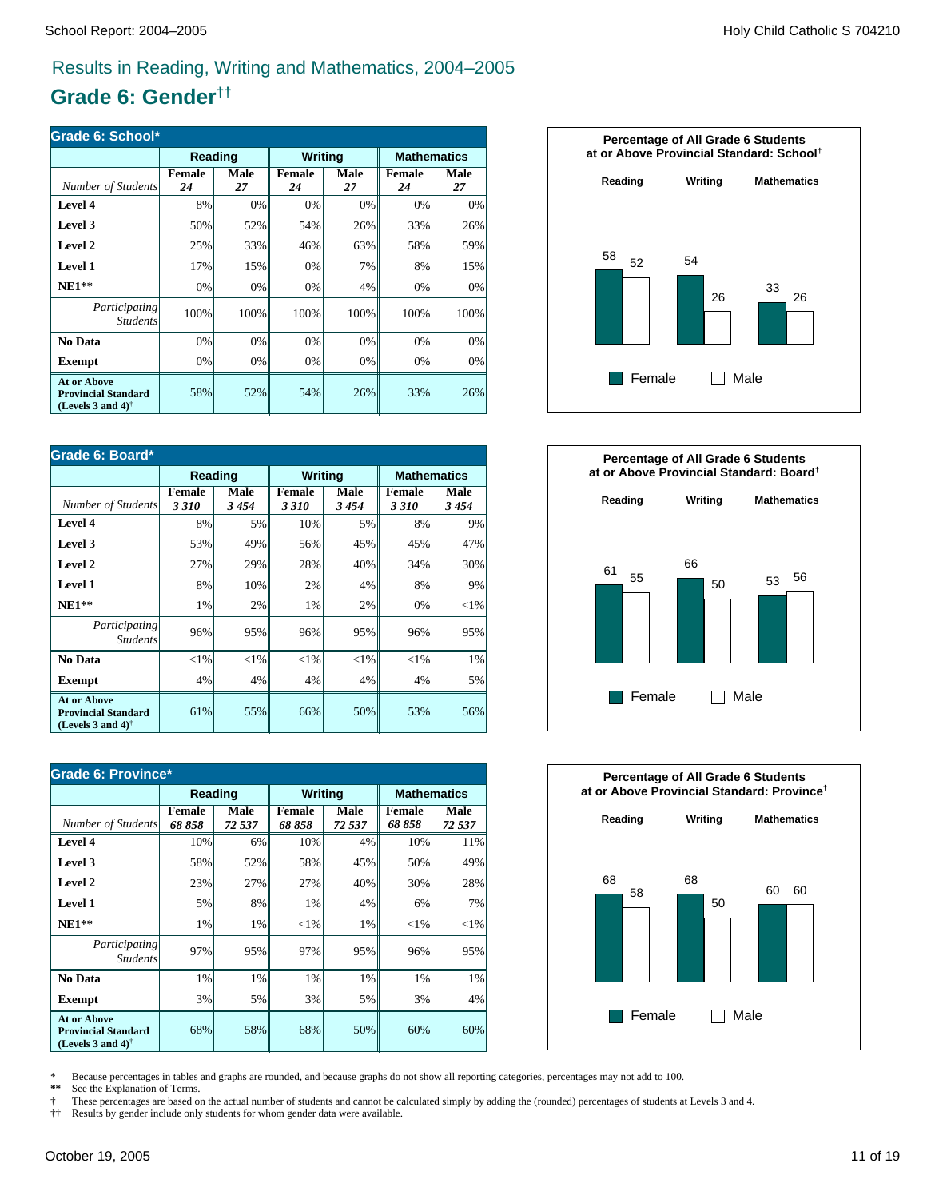## Results in Reading, Writing and Mathematics, 2004–2005

# Grade 6: Gender††

| Grade 6: School* | Reading | | Writing | | Mathematics | |
|---|---|---|---|---|---|---|
| *Number of Students* | Female *24* | Male *27* | Female *24* | Male *27* | Female *24* | Male *27* |
| **Level 4** | 8% | 0% | 0% | 0% | 0% | 0% |
| **Level 3** | 50% | 52% | 54% | 26% | 33% | 26% |
| **Level 2** | 25% | 33% | 46% | 63% | 58% | 59% |
| **Level 1** | 17% | 15% | 0% | 7% | 8% | 15% |
| **NE1**** | 0% | 0% | 0% | 4% | 0% | 0% |
| *Participating Students* | 100% | 100% | 100% | 100% | 100% | 100% |
| **No Data** | 0% | 0% | 0% | 0% | 0% | 0% |
| **Exempt** | 0% | 0% | 0% | 0% | 0% | 0% |
| **At or Above Provincial Standard (Levels 3 and 4)†** | 58% | 52% | 54% | 26% | 33% | 26% |

**Percentage of All Grade 6 Students at or Above Provincial Standard: School†**

| | Reading | Writing | Mathematics |
|---|---|---|---|
| Female | 58 | 54 | 33 |
| Male | 52 | 26 | 26 |

| Grade 6: Board* | Reading | | Writing | | Mathematics | |
|---|---|---|---|---|---|---|
| *Number of Students* | Female *3 310* | Male *3 454* | Female *3 310* | Male *3 454* | Female *3 310* | Male *3 454* |
| **Level 4** | 8% | 5% | 10% | 5% | 8% | 9% |
| **Level 3** | 53% | 49% | 56% | 45% | 45% | 47% |
| **Level 2** | 27% | 29% | 28% | 40% | 34% | 30% |
| **Level 1** | 8% | 10% | 2% | 4% | 8% | 9% |
| **NE1**** | 1% | 2% | 1% | 2% | 0% | <1% |
| *Participating Students* | 96% | 95% | 96% | 95% | 96% | 95% |
| **No Data** | <1% | <1% | <1% | <1% | <1% | 1% |
| **Exempt** | 4% | 4% | 4% | 4% | 4% | 5% |
| **At or Above Provincial Standard (Levels 3 and 4)†** | 61% | 55% | 66% | 50% | 53% | 56% |

**Percentage of All Grade 6 Students at or Above Provincial Standard: Board†**

| | Reading | Writing | Mathematics |
|---|---|---|---|
| Female | 61 | 66 | 53 |
| Male | 55 | 50 | 56 |

| Grade 6: Province* | Reading | | Writing | | Mathematics | |
|---|---|---|---|---|---|---|
| *Number of Students* | Female *68 858* | Male *72 537* | Female *68 858* | Male *72 537* | Female *68 858* | Male *72 537* |
| **Level 4** | 10% | 6% | 10% | 4% | 10% | 11% |
| **Level 3** | 58% | 52% | 58% | 45% | 50% | 49% |
| **Level 2** | 23% | 27% | 27% | 40% | 30% | 28% |
| **Level 1** | 5% | 8% | 1% | 4% | 6% | 7% |
| **NE1**** | 1% | 1% | <1% | 1% | <1% | <1% |
| *Participating Students* | 97% | 95% | 97% | 95% | 96% | 95% |
| **No Data** | 1% | 1% | 1% | 1% | 1% | 1% |
| **Exempt** | 3% | 5% | 3% | 5% | 3% | 4% |
| **At or Above Provincial Standard (Levels 3 and 4)†** | 68% | 58% | 68% | 50% | 60% | 60% |

**Percentage of All Grade 6 Students at or Above Provincial Standard: Province†**

| | Reading | Writing | Mathematics |
|---|---|---|---|
| Female | 68 | 68 | 60 |
| Male | 58 | 50 | 60 |

\* Because percentages in tables and graphs are rounded, and because graphs do not show all reporting categories, percentages may not add to 100.
** See the Explanation of Terms.
† These percentages are based on the actual number of students and cannot be calculated simply by adding the (rounded) percentages of students at Levels 3 and 4.
†† Results by gender include only students for whom gender data were available.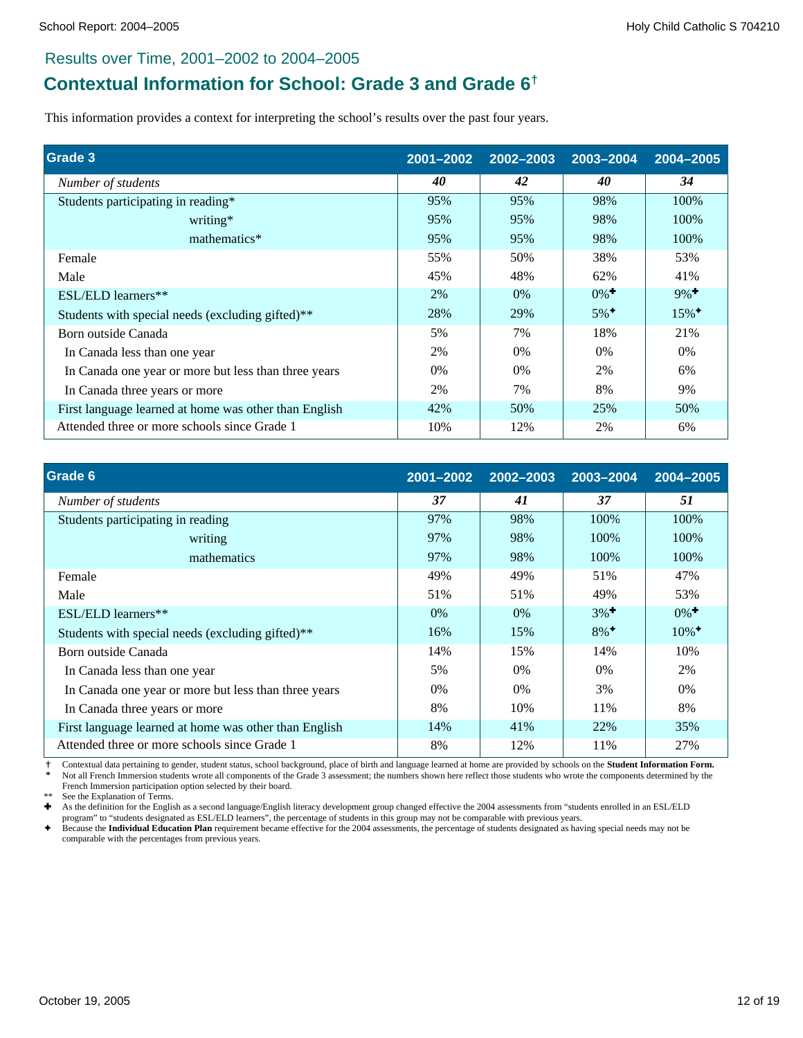## Results over Time, 2001–2002 to 2004–2005

# Contextual Information for School: Grade 3 and Grade 6†

This information provides a context for interpreting the school's results over the past four years.

| Grade 3 | 2001–2002 | 2002–2003 | 2003–2004 | 2004–2005 |
|---|---|---|---|---|
| *Number of students* | ***40*** | ***42*** | ***40*** | ***34*** |
| Students participating in reading* | 95% | 95% | 98% | 100% |
| writing* | 95% | 95% | 98% | 100% |
| mathematics* | 95% | 95% | 98% | 100% |
| Female | 55% | 50% | 38% | 53% |
| Male | 45% | 48% | 62% | 41% |
| ESL/ELD learners** | 2% | 0% | 0%✚ | 9%✚ |
| Students with special needs (excluding gifted)** | 28% | 29% | 5%✦ | 15%✦ |
| Born outside Canada | 5% | 7% | 18% | 21% |
| In Canada less than one year | 2% | 0% | 0% | 0% |
| In Canada one year or more but less than three years | 0% | 0% | 2% | 6% |
| In Canada three years or more | 2% | 7% | 8% | 9% |
| First language learned at home was other than English | 42% | 50% | 25% | 50% |
| Attended three or more schools since Grade 1 | 10% | 12% | 2% | 6% |

| Grade 6 | 2001–2002 | 2002–2003 | 2003–2004 | 2004–2005 |
|---|---|---|---|---|
| *Number of students* | ***37*** | ***41*** | ***37*** | ***51*** |
| Students participating in reading | 97% | 98% | 100% | 100% |
| writing | 97% | 98% | 100% | 100% |
| mathematics | 97% | 98% | 100% | 100% |
| Female | 49% | 49% | 51% | 47% |
| Male | 51% | 51% | 49% | 53% |
| ESL/ELD learners** | 0% | 0% | 3%✚ | 0%✚ |
| Students with special needs (excluding gifted)** | 16% | 15% | 8%✦ | 10%✦ |
| Born outside Canada | 14% | 15% | 14% | 10% |
| In Canada less than one year | 5% | 0% | 0% | 2% |
| In Canada one year or more but less than three years | 0% | 0% | 3% | 0% |
| In Canada three years or more | 8% | 10% | 11% | 8% |
| First language learned at home was other than English | 14% | 41% | 22% | 35% |
| Attended three or more schools since Grade 1 | 8% | 12% | 11% | 27% |

† Contextual data pertaining to gender, student status, school background, place of birth and language learned at home are provided by schools on the **Student Information Form.**

\* Not all French Immersion students wrote all components of the Grade 3 assessment; the numbers shown here reflect those students who wrote the components determined by the French Immersion participation option selected by their board.

** See the Explanation of Terms.

✚ As the definition for the English as a second language/English literacy development group changed effective the 2004 assessments from "students enrolled in an ESL/ELD program" to "students designated as ESL/ELD learners", the percentage of students in this group may not be comparable with previous years.

✦ Because the **Individual Education Plan** requirement became effective for the 2004 assessments, the percentage of students designated as having special needs may not be comparable with the percentages from previous years.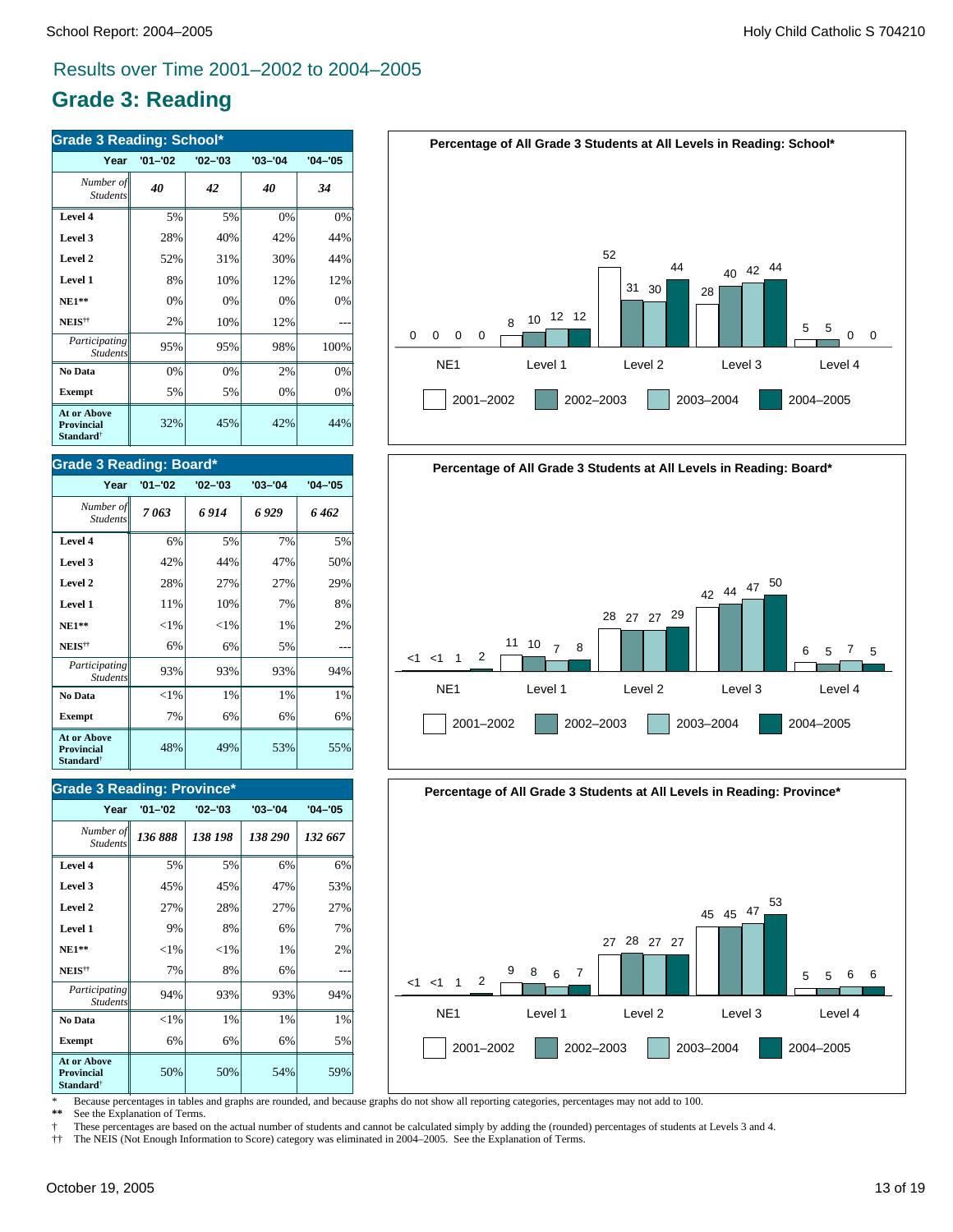## Results over Time 2001–2002 to 2004–2005

# Grade 3: Reading

**Grade 3 Reading: School***

| Year | '01–'02 | '02–'03 | '03–'04 | '04–'05 |
|---|---|---|---|---|
| *Number of Students* | *40* | *42* | *40* | *34* |
| **Level 4** | 5% | 5% | 0% | 0% |
| **Level 3** | 28% | 40% | 42% | 44% |
| **Level 2** | 52% | 31% | 30% | 44% |
| **Level 1** | 8% | 10% | 12% | 12% |
| **NE1**** | 0% | 0% | 0% | 0% |
| **NEIS††** | 2% | 10% | 12% | --- |
| *Participating Students* | 95% | 95% | 98% | 100% |
| **No Data** | 0% | 0% | 2% | 0% |
| **Exempt** | 5% | 5% | 0% | 0% |
| **At or Above Provincial Standard†** | 32% | 45% | 42% | 44% |

**Percentage of All Grade 3 Students at All Levels in Reading: School***

| | 2001–2002 | 2002–2003 | 2003–2004 | 2004–2005 |
|---|---|---|---|---|
| NE1 | 0 | 0 | 0 | 0 |
| Level 1 | 8 | 10 | 12 | 12 |
| Level 2 | 52 | 31 | 30 | 44 |
| Level 3 | 28 | 40 | 42 | 44 |
| Level 4 | 5 | 5 | 0 | 0 |

**Grade 3 Reading: Board***

| Year | '01–'02 | '02–'03 | '03–'04 | '04–'05 |
|---|---|---|---|---|
| *Number of Students* | *7 063* | *6 914* | *6 929* | *6 462* |
| **Level 4** | 6% | 5% | 7% | 5% |
| **Level 3** | 42% | 44% | 47% | 50% |
| **Level 2** | 28% | 27% | 27% | 29% |
| **Level 1** | 11% | 10% | 7% | 8% |
| **NE1**** | <1% | <1% | 1% | 2% |
| **NEIS††** | 6% | 6% | 5% | --- |
| *Participating Students* | 93% | 93% | 93% | 94% |
| **No Data** | <1% | 1% | 1% | 1% |
| **Exempt** | 7% | 6% | 6% | 6% |
| **At or Above Provincial Standard†** | 48% | 49% | 53% | 55% |

**Percentage of All Grade 3 Students at All Levels in Reading: Board***

| | 2001–2002 | 2002–2003 | 2003–2004 | 2004–2005 |
|---|---|---|---|---|
| NE1 | <1 | <1 | 1 | 2 |
| Level 1 | 11 | 10 | 7 | 8 |
| Level 2 | 28 | 27 | 27 | 29 |
| Level 3 | 42 | 44 | 47 | 50 |
| Level 4 | 6 | 5 | 7 | 5 |

**Grade 3 Reading: Province***

| Year | '01–'02 | '02–'03 | '03–'04 | '04–'05 |
|---|---|---|---|---|
| *Number of Students* | *136 888* | *138 198* | *138 290* | *132 667* |
| **Level 4** | 5% | 5% | 6% | 6% |
| **Level 3** | 45% | 45% | 47% | 53% |
| **Level 2** | 27% | 28% | 27% | 27% |
| **Level 1** | 9% | 8% | 6% | 7% |
| **NE1**** | <1% | <1% | 1% | 2% |
| **NEIS††** | 7% | 8% | 6% | --- |
| *Participating Students* | 94% | 93% | 93% | 94% |
| **No Data** | <1% | 1% | 1% | 1% |
| **Exempt** | 6% | 6% | 6% | 5% |
| **At or Above Provincial Standard†** | 50% | 50% | 54% | 59% |

**Percentage of All Grade 3 Students at All Levels in Reading: Province***

| | 2001–2002 | 2002–2003 | 2003–2004 | 2004–2005 |
|---|---|---|---|---|
| NE1 | <1 | <1 | 1 | 2 |
| Level 1 | 9 | 8 | 6 | 7 |
| Level 2 | 27 | 28 | 27 | 27 |
| Level 3 | 45 | 45 | 47 | 53 |
| Level 4 | 5 | 5 | 6 | 6 |

\* Because percentages in tables and graphs are rounded, and because graphs do not show all reporting categories, percentages may not add to 100.

** See the Explanation of Terms.

† These percentages are based on the actual number of students and cannot be calculated simply by adding the (rounded) percentages of students at Levels 3 and 4.

†† The NEIS (Not Enough Information to Score) category was eliminated in 2004–2005. See the Explanation of Terms.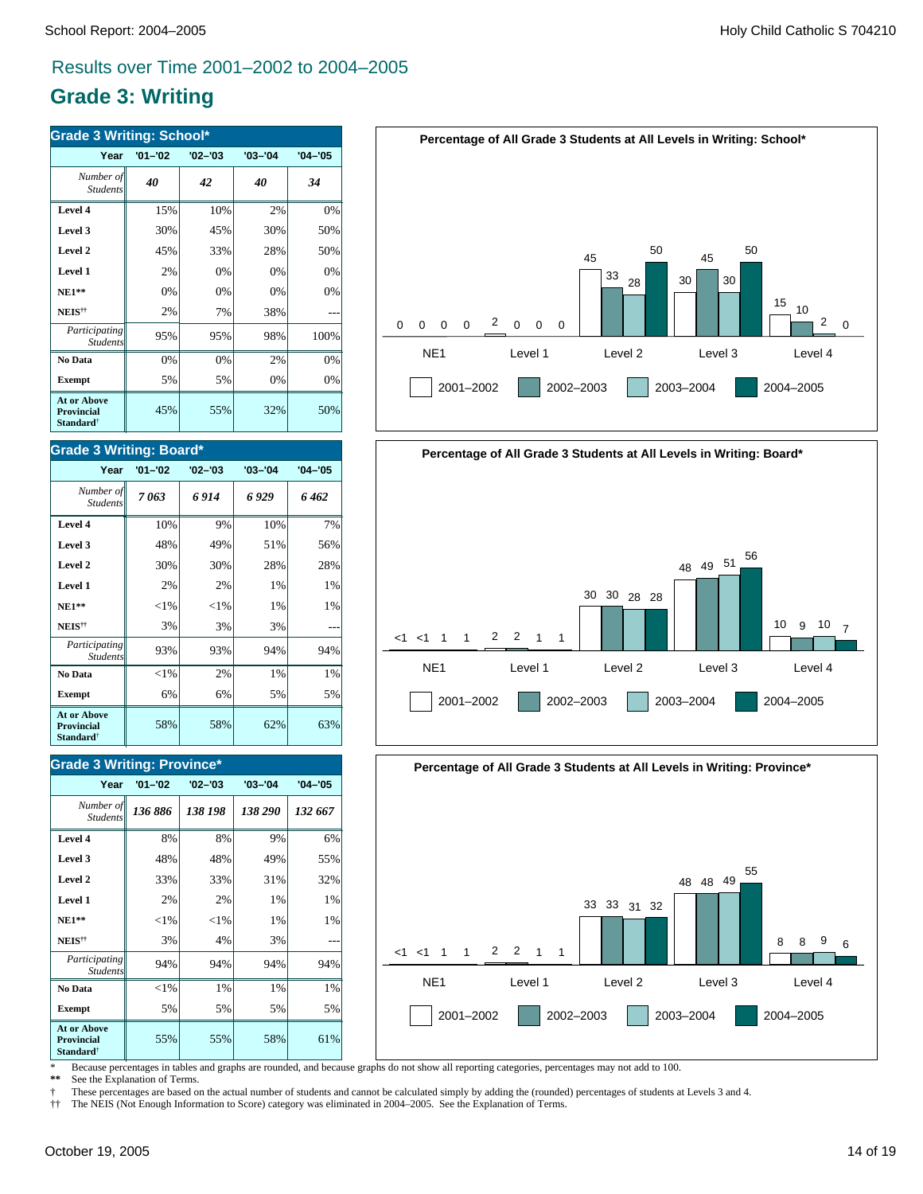## Results over Time 2001–2002 to 2004–2005

# Grade 3: Writing

### Grade 3 Writing: School*

| Year | '01–'02 | '02–'03 | '03–'04 | '04–'05 |
|---|---|---|---|---|
| *Number of Students* | *40* | *42* | *40* | *34* |
| **Level 4** | 15% | 10% | 2% | 0% |
| **Level 3** | 30% | 45% | 30% | 50% |
| **Level 2** | 45% | 33% | 28% | 50% |
| **Level 1** | 2% | 0% | 0% | 0% |
| **NE1**** | 0% | 0% | 0% | 0% |
| **NEIS**†† | 2% | 7% | 38% | --- |
| *Participating Students* | 95% | 95% | 98% | 100% |
| **No Data** | 0% | 0% | 2% | 0% |
| **Exempt** | 5% | 5% | 0% | 0% |
| **At or Above Provincial Standard**† | 45% | 55% | 32% | 50% |

**Percentage of All Grade 3 Students at All Levels in Writing: School***

| | NE1 | Level 1 | Level 2 | Level 3 | Level 4 |
|---|---|---|---|---|---|
| 2001–2002 | 0 | 2 | 45 | 30 | 15 |
| 2002–2003 | 0 | 0 | 33 | 45 | 10 |
| 2003–2004 | 0 | 0 | 28 | 30 | 2 |
| 2004–2005 | 0 | 0 | 50 | 50 | 0 |

### Grade 3 Writing: Board*

| Year | '01–'02 | '02–'03 | '03–'04 | '04–'05 |
|---|---|---|---|---|
| *Number of Students* | *7 063* | *6 914* | *6 929* | *6 462* |
| **Level 4** | 10% | 9% | 10% | 7% |
| **Level 3** | 48% | 49% | 51% | 56% |
| **Level 2** | 30% | 30% | 28% | 28% |
| **Level 1** | 2% | 2% | 1% | 1% |
| **NE1**** | <1% | <1% | 1% | 1% |
| **NEIS**†† | 3% | 3% | 3% | --- |
| *Participating Students* | 93% | 93% | 94% | 94% |
| **No Data** | <1% | 2% | 1% | 1% |
| **Exempt** | 6% | 6% | 5% | 5% |
| **At or Above Provincial Standard**† | 58% | 58% | 62% | 63% |

**Percentage of All Grade 3 Students at All Levels in Writing: Board***

| | NE1 | Level 1 | Level 2 | Level 3 | Level 4 |
|---|---|---|---|---|---|
| 2001–2002 | <1 | 2 | 30 | 48 | 10 |
| 2002–2003 | <1 | 2 | 30 | 49 | 9 |
| 2003–2004 | 1 | 1 | 28 | 51 | 10 |
| 2004–2005 | 1 | 1 | 28 | 56 | 7 |

### Grade 3 Writing: Province*

| Year | '01–'02 | '02–'03 | '03–'04 | '04–'05 |
|---|---|---|---|---|
| *Number of Students* | *136 886* | *138 198* | *138 290* | *132 667* |
| **Level 4** | 8% | 8% | 9% | 6% |
| **Level 3** | 48% | 48% | 49% | 55% |
| **Level 2** | 33% | 33% | 31% | 32% |
| **Level 1** | 2% | 2% | 1% | 1% |
| **NE1**** | <1% | <1% | 1% | 1% |
| **NEIS**†† | 3% | 4% | 3% | --- |
| *Participating Students* | 94% | 94% | 94% | 94% |
| **No Data** | <1% | 1% | 1% | 1% |
| **Exempt** | 5% | 5% | 5% | 5% |
| **At or Above Provincial Standard**† | 55% | 55% | 58% | 61% |

**Percentage of All Grade 3 Students at All Levels in Writing: Province***

| | NE1 | Level 1 | Level 2 | Level 3 | Level 4 |
|---|---|---|---|---|---|
| 2001–2002 | <1 | 2 | 33 | 48 | 8 |
| 2002–2003 | <1 | 2 | 33 | 48 | 8 |
| 2003–2004 | 1 | 1 | 31 | 49 | 9 |
| 2004–2005 | 1 | 1 | 32 | 55 | 6 |

\* Because percentages in tables and graphs are rounded, and because graphs do not show all reporting categories, percentages may not add to 100.
** See the Explanation of Terms.
† These percentages are based on the actual number of students and cannot be calculated simply by adding the (rounded) percentages of students at Levels 3 and 4.
†† The NEIS (Not Enough Information to Score) category was eliminated in 2004–2005. See the Explanation of Terms.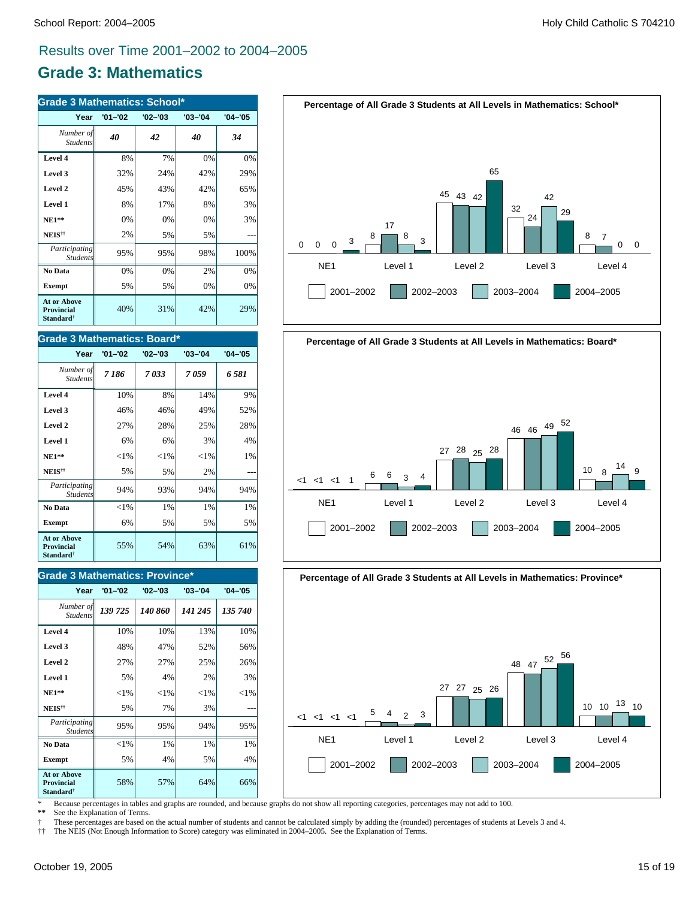Results over Time 2001–2002 to 2004–2005

# Grade 3: Mathematics

| Grade 3 Mathematics: School* | | | | |
|---|---|---|---|---|
| Year | '01–'02 | '02–'03 | '03–'04 | '04–'05 |
| *Number of Students* | ***40*** | ***42*** | ***40*** | ***34*** |
| **Level 4** | 8% | 7% | 0% | 0% |
| **Level 3** | 32% | 24% | 42% | 29% |
| **Level 2** | 45% | 43% | 42% | 65% |
| **Level 1** | 8% | 17% | 8% | 3% |
| **NE1**** | 0% | 0% | 0% | 3% |
| **NEIS**†† | 2% | 5% | 5% | --- |
| *Participating Students* | 95% | 95% | 98% | 100% |
| **No Data** | 0% | 0% | 2% | 0% |
| **Exempt** | 5% | 5% | 0% | 0% |
| **At or Above Provincial Standard**† | 40% | 31% | 42% | 29% |

**Percentage of All Grade 3 Students at All Levels in Mathematics: School***

| | 2001–2002 | 2002–2003 | 2003–2004 | 2004–2005 |
|---|---|---|---|---|
| NE1 | 0 | 0 | 0 | 3 |
| Level 1 | 8 | 17 | 8 | 3 |
| Level 2 | 45 | 43 | 42 | 65 |
| Level 3 | 32 | 24 | 42 | 29 |
| Level 4 | 8 | 7 | 0 | 0 |

| Grade 3 Mathematics: Board* | | | | |
|---|---|---|---|---|
| Year | '01–'02 | '02–'03 | '03–'04 | '04–'05 |
| *Number of Students* | ***7 186*** | ***7 033*** | ***7 059*** | ***6 581*** |
| **Level 4** | 10% | 8% | 14% | 9% |
| **Level 3** | 46% | 46% | 49% | 52% |
| **Level 2** | 27% | 28% | 25% | 28% |
| **Level 1** | 6% | 6% | 3% | 4% |
| **NE1**** | <1% | <1% | <1% | 1% |
| **NEIS**†† | 5% | 5% | 2% | --- |
| *Participating Students* | 94% | 93% | 94% | 94% |
| **No Data** | <1% | 1% | 1% | 1% |
| **Exempt** | 6% | 5% | 5% | 5% |
| **At or Above Provincial Standard**† | 55% | 54% | 63% | 61% |

**Percentage of All Grade 3 Students at All Levels in Mathematics: Board***

| | 2001–2002 | 2002–2003 | 2003–2004 | 2004–2005 |
|---|---|---|---|---|
| NE1 | <1 | <1 | <1 | 1 |
| Level 1 | 6 | 6 | 3 | 4 |
| Level 2 | 27 | 28 | 25 | 28 |
| Level 3 | 46 | 46 | 49 | 52 |
| Level 4 | 10 | 8 | 14 | 9 |

| Grade 3 Mathematics: Province* | | | | |
|---|---|---|---|---|
| Year | '01–'02 | '02–'03 | '03–'04 | '04–'05 |
| *Number of Students* | ***139 725*** | ***140 860*** | ***141 245*** | ***135 740*** |
| **Level 4** | 10% | 10% | 13% | 10% |
| **Level 3** | 48% | 47% | 52% | 56% |
| **Level 2** | 27% | 27% | 25% | 26% |
| **Level 1** | 5% | 4% | 2% | 3% |
| **NE1**** | <1% | <1% | <1% | <1% |
| **NEIS**†† | 5% | 7% | 3% | --- |
| *Participating Students* | 95% | 95% | 94% | 95% |
| **No Data** | <1% | 1% | 1% | 1% |
| **Exempt** | 5% | 4% | 5% | 4% |
| **At or Above Provincial Standard**† | 58% | 57% | 64% | 66% |

**Percentage of All Grade 3 Students at All Levels in Mathematics: Province***

| | 2001–2002 | 2002–2003 | 2003–2004 | 2004–2005 |
|---|---|---|---|---|
| NE1 | <1 | <1 | <1 | <1 |
| Level 1 | 5 | 4 | 2 | 3 |
| Level 2 | 27 | 27 | 25 | 26 |
| Level 3 | 48 | 47 | 52 | 56 |
| Level 4 | 10 | 10 | 13 | 10 |

\* Because percentages in tables and graphs are rounded, and because graphs do not show all reporting categories, percentages may not add to 100.

** See the Explanation of Terms.

† These percentages are based on the actual number of students and cannot be calculated simply by adding the (rounded) percentages of students at Levels 3 and 4.

†† The NEIS (Not Enough Information to Score) category was eliminated in 2004–2005. See the Explanation of Terms.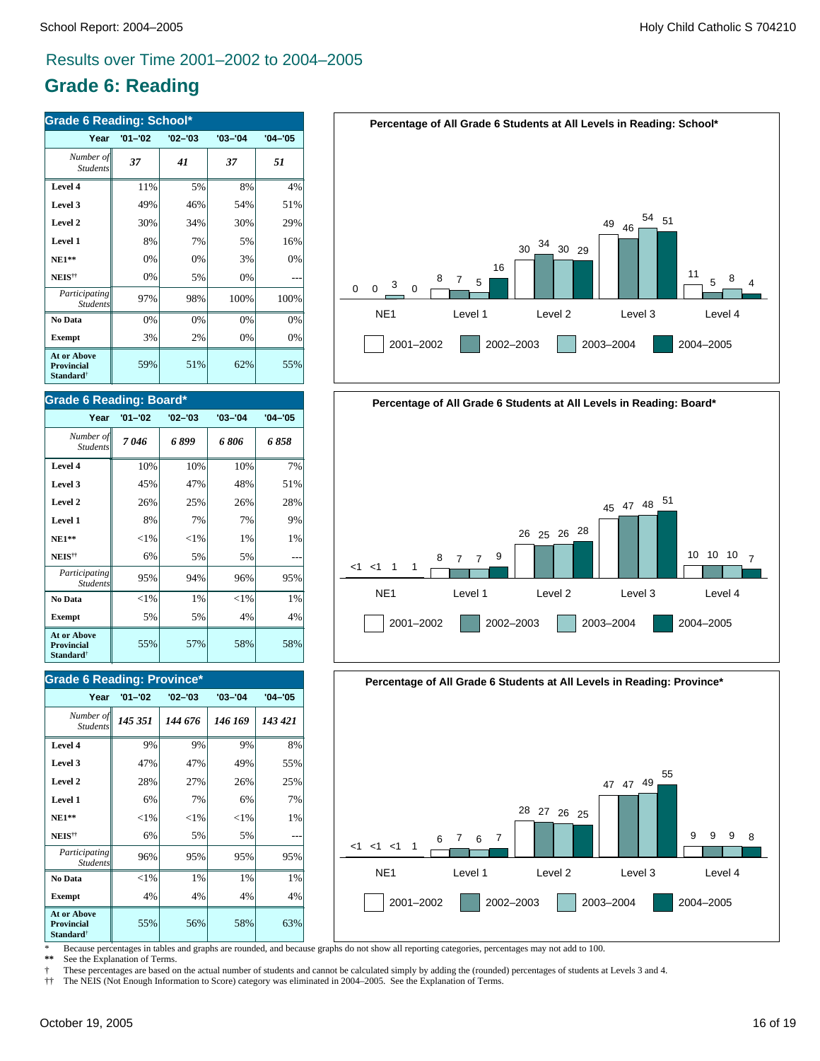## Results over Time 2001–2002 to 2004–2005

# Grade 6: Reading

### Grade 6 Reading: School*

| Year | '01–'02 | '02–'03 | '03–'04 | '04–'05 |
|---|---|---|---|---|
| *Number of Students* | *37* | *41* | *37* | *51* |
| **Level 4** | 11% | 5% | 8% | 4% |
| **Level 3** | 49% | 46% | 54% | 51% |
| **Level 2** | 30% | 34% | 30% | 29% |
| **Level 1** | 8% | 7% | 5% | 16% |
| **NE1**** | 0% | 0% | 3% | 0% |
| **NEIS††** | 0% | 5% | 0% | --- |
| *Participating Students* | 97% | 98% | 100% | 100% |
| **No Data** | 0% | 0% | 0% | 0% |
| **Exempt** | 3% | 2% | 0% | 0% |
| **At or Above Provincial Standard†** | 59% | 51% | 62% | 55% |

### Grade 6 Reading: Board*

| Year | '01–'02 | '02–'03 | '03–'04 | '04–'05 |
|---|---|---|---|---|
| *Number of Students* | *7 046* | *6 899* | *6 806* | *6 858* |
| **Level 4** | 10% | 10% | 10% | 7% |
| **Level 3** | 45% | 47% | 48% | 51% |
| **Level 2** | 26% | 25% | 26% | 28% |
| **Level 1** | 8% | 7% | 7% | 9% |
| **NE1**** | <1% | <1% | 1% | 1% |
| **NEIS††** | 6% | 5% | 5% | --- |
| *Participating Students* | 95% | 94% | 96% | 95% |
| **No Data** | <1% | 1% | <1% | 1% |
| **Exempt** | 5% | 5% | 4% | 4% |
| **At or Above Provincial Standard†** | 55% | 57% | 58% | 58% |

### Grade 6 Reading: Province*

| Year | '01–'02 | '02–'03 | '03–'04 | '04–'05 |
|---|---|---|---|---|
| *Number of Students* | *145 351* | *144 676* | *146 169* | *143 421* |
| **Level 4** | 9% | 9% | 9% | 8% |
| **Level 3** | 47% | 47% | 49% | 55% |
| **Level 2** | 28% | 27% | 26% | 25% |
| **Level 1** | 6% | 7% | 6% | 7% |
| **NE1**** | <1% | <1% | <1% | 1% |
| **NEIS††** | 6% | 5% | 5% | --- |
| *Participating Students* | 96% | 95% | 95% | 95% |
| **No Data** | <1% | 1% | 1% | 1% |
| **Exempt** | 4% | 4% | 4% | 4% |
| **At or Above Provincial Standard†** | 55% | 56% | 58% | 63% |

**Percentage of All Grade 6 Students at All Levels in Reading: School***

| | 2001–2002 | 2002–2003 | 2003–2004 | 2004–2005 |
|---|---|---|---|---|
| NE1 | 0 | 0 | 3 | 0 |
| Level 1 | 8 | 7 | 5 | 16 |
| Level 2 | 30 | 34 | 30 | 29 |
| Level 3 | 49 | 46 | 54 | 51 |
| Level 4 | 11 | 5 | 8 | 4 |

**Percentage of All Grade 6 Students at All Levels in Reading: Board***

| | 2001–2002 | 2002–2003 | 2003–2004 | 2004–2005 |
|---|---|---|---|---|
| NE1 | <1 | <1 | 1 | 1 |
| Level 1 | 8 | 7 | 7 | 9 |
| Level 2 | 26 | 25 | 26 | 28 |
| Level 3 | 45 | 47 | 48 | 51 |
| Level 4 | 10 | 10 | 10 | 7 |

**Percentage of All Grade 6 Students at All Levels in Reading: Province***

| | 2001–2002 | 2002–2003 | 2003–2004 | 2004–2005 |
|---|---|---|---|---|
| NE1 | <1 | <1 | <1 | 1 |
| Level 1 | 6 | 7 | 6 | 7 |
| Level 2 | 28 | 27 | 26 | 25 |
| Level 3 | 47 | 47 | 49 | 55 |
| Level 4 | 9 | 9 | 9 | 8 |

\* Because percentages in tables and graphs are rounded, and because graphs do not show all reporting categories, percentages may not add to 100.

**** See the Explanation of Terms.

† These percentages are based on the actual number of students and cannot be calculated simply by adding the (rounded) percentages of students at Levels 3 and 4.

†† The NEIS (Not Enough Information to Score) category was eliminated in 2004–2005. See the Explanation of Terms.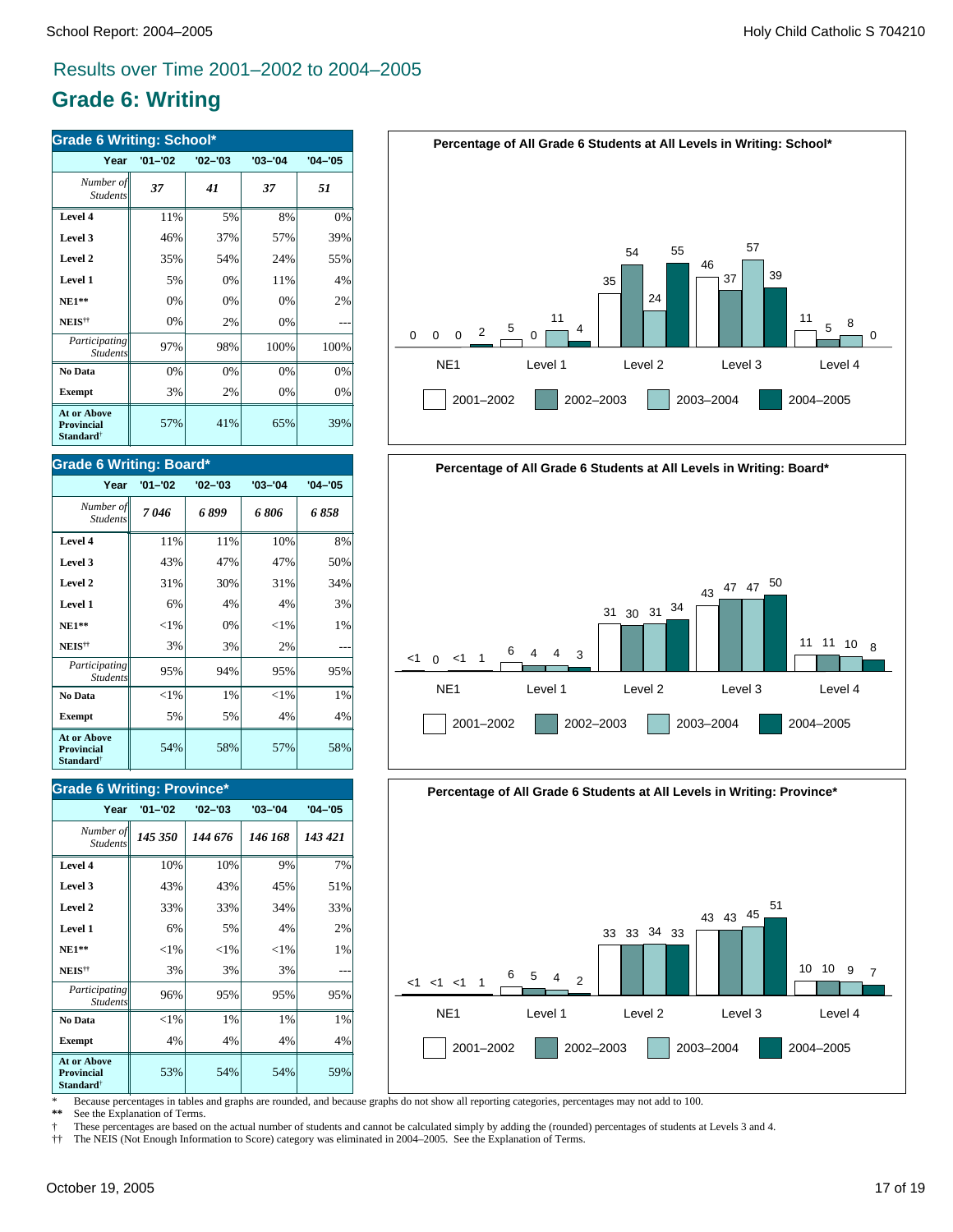## Results over Time 2001–2002 to 2004–2005

# Grade 6: Writing

| Grade 6 Writing: School* | | | | |
|---|---|---|---|---|
| Year | '01–'02 | '02–'03 | '03–'04 | '04–'05 |
| *Number of Students* | ***37*** | ***41*** | ***37*** | ***51*** |
| **Level 4** | 11% | 5% | 8% | 0% |
| **Level 3** | 46% | 37% | 57% | 39% |
| **Level 2** | 35% | 54% | 24% | 55% |
| **Level 1** | 5% | 0% | 11% | 4% |
| **NE1**** | 0% | 0% | 0% | 2% |
| **NEIS**†† | 0% | 2% | 0% | --- |
| *Participating Students* | 97% | 98% | 100% | 100% |
| **No Data** | 0% | 0% | 0% | 0% |
| **Exempt** | 3% | 2% | 0% | 0% |
| **At or Above Provincial Standard**† | 57% | 41% | 65% | 39% |

**Percentage of All Grade 6 Students at All Levels in Writing: School***

| | NE1 | Level 1 | Level 2 | Level 3 | Level 4 |
|---|---|---|---|---|---|
| 2001–2002 | 0 | 5 | 35 | 46 | 11 |
| 2002–2003 | 0 | 0 | 54 | 37 | 5 |
| 2003–2004 | 0 | 11 | 24 | 57 | 8 |
| 2004–2005 | 2 | 4 | 55 | 39 | 0 |

| Grade 6 Writing: Board* | | | | |
|---|---|---|---|---|
| Year | '01–'02 | '02–'03 | '03–'04 | '04–'05 |
| *Number of Students* | ***7 046*** | ***6 899*** | ***6 806*** | ***6 858*** |
| **Level 4** | 11% | 11% | 10% | 8% |
| **Level 3** | 43% | 47% | 47% | 50% |
| **Level 2** | 31% | 30% | 31% | 34% |
| **Level 1** | 6% | 4% | 4% | 3% |
| **NE1**** | <1% | 0% | <1% | 1% |
| **NEIS**†† | 3% | 3% | 2% | --- |
| *Participating Students* | 95% | 94% | 95% | 95% |
| **No Data** | <1% | 1% | <1% | 1% |
| **Exempt** | 5% | 5% | 4% | 4% |
| **At or Above Provincial Standard**† | 54% | 58% | 57% | 58% |

**Percentage of All Grade 6 Students at All Levels in Writing: Board***

| | NE1 | Level 1 | Level 2 | Level 3 | Level 4 |
|---|---|---|---|---|---|
| 2001–2002 | <1 | 6 | 31 | 43 | 11 |
| 2002–2003 | 0 | 4 | 30 | 47 | 11 |
| 2003–2004 | <1 | 4 | 31 | 47 | 10 |
| 2004–2005 | 1 | 3 | 34 | 50 | 8 |

| Grade 6 Writing: Province* | | | | |
|---|---|---|---|---|
| Year | '01–'02 | '02–'03 | '03–'04 | '04–'05 |
| *Number of Students* | ***145 350*** | ***144 676*** | ***146 168*** | ***143 421*** |
| **Level 4** | 10% | 10% | 9% | 7% |
| **Level 3** | 43% | 43% | 45% | 51% |
| **Level 2** | 33% | 33% | 34% | 33% |
| **Level 1** | 6% | 5% | 4% | 2% |
| **NE1**** | <1% | <1% | <1% | 1% |
| **NEIS**†† | 3% | 3% | 3% | --- |
| *Participating Students* | 96% | 95% | 95% | 95% |
| **No Data** | <1% | 1% | 1% | 1% |
| **Exempt** | 4% | 4% | 4% | 4% |
| **At or Above Provincial Standard**† | 53% | 54% | 54% | 59% |

**Percentage of All Grade 6 Students at All Levels in Writing: Province***

| | NE1 | Level 1 | Level 2 | Level 3 | Level 4 |
|---|---|---|---|---|---|
| 2001–2002 | <1 | 6 | 33 | 43 | 10 |
| 2002–2003 | <1 | 5 | 33 | 43 | 10 |
| 2003–2004 | <1 | 4 | 34 | 45 | 9 |
| 2004–2005 | 1 | 2 | 33 | 51 | 7 |

\* Because percentages in tables and graphs are rounded, and because graphs do not show all reporting categories, percentages may not add to 100.
** See the Explanation of Terms.
† These percentages are based on the actual number of students and cannot be calculated simply by adding the (rounded) percentages of students at Levels 3 and 4.
†† The NEIS (Not Enough Information to Score) category was eliminated in 2004–2005. See the Explanation of Terms.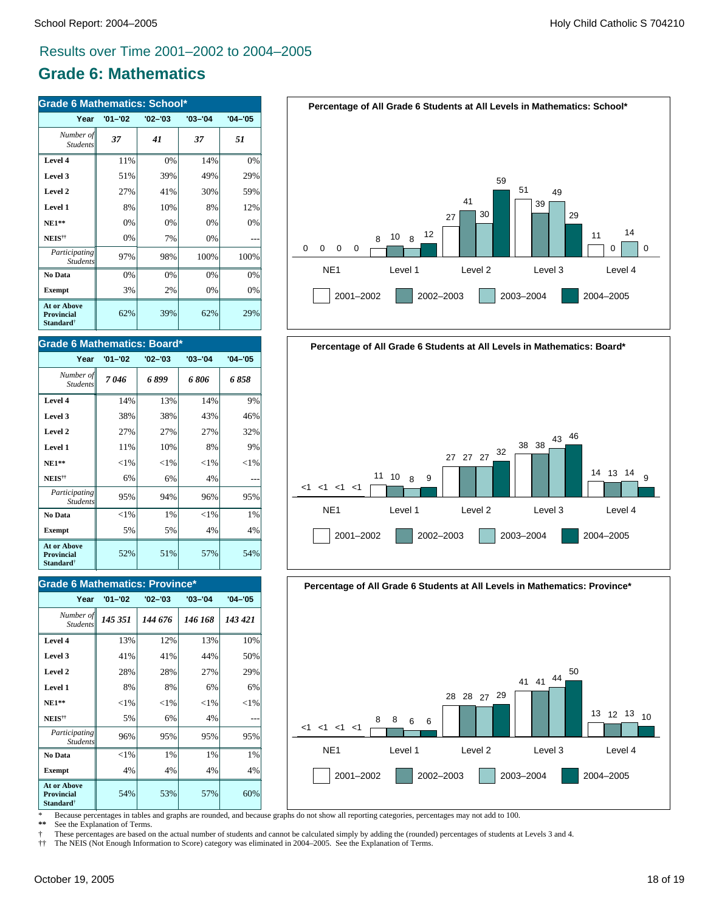## Results over Time 2001–2002 to 2004–2005

# Grade 6: Mathematics

| Grade 6 Mathematics: School* | | | | |
|---|---|---|---|---|
| Year | '01–'02 | '02–'03 | '03–'04 | '04–'05 |
| *Number of Students* | *37* | *41* | *37* | *51* |
| **Level 4** | 11% | 0% | 14% | 0% |
| **Level 3** | 51% | 39% | 49% | 29% |
| **Level 2** | 27% | 41% | 30% | 59% |
| **Level 1** | 8% | 10% | 8% | 12% |
| **NE1\*\*** | 0% | 0% | 0% | 0% |
| **NEIS††** | 0% | 7% | 0% | --- |
| *Participating Students* | 97% | 98% | 100% | 100% |
| **No Data** | 0% | 0% | 0% | 0% |
| **Exempt** | 3% | 2% | 0% | 0% |
| **At or Above Provincial Standard†** | 62% | 39% | 62% | 29% |

**Percentage of All Grade 6 Students at All Levels in Mathematics: School***

| | 2001–2002 | 2002–2003 | 2003–2004 | 2004–2005 |
|---|---|---|---|---|
| NE1 | 0 | 0 | 0 | 0 |
| Level 1 | 8 | 10 | 8 | 12 |
| Level 2 | 27 | 41 | 30 | 59 |
| Level 3 | 51 | 39 | 49 | 29 |
| Level 4 | 11 | 0 | 14 | 0 |

| Grade 6 Mathematics: Board* | | | | |
|---|---|---|---|---|
| Year | '01–'02 | '02–'03 | '03–'04 | '04–'05 |
| *Number of Students* | *7 046* | *6 899* | *6 806* | *6 858* |
| **Level 4** | 14% | 13% | 14% | 9% |
| **Level 3** | 38% | 38% | 43% | 46% |
| **Level 2** | 27% | 27% | 27% | 32% |
| **Level 1** | 11% | 10% | 8% | 9% |
| **NE1\*\*** | <1% | <1% | <1% | <1% |
| **NEIS††** | 6% | 6% | 4% | --- |
| *Participating Students* | 95% | 94% | 96% | 95% |
| **No Data** | <1% | 1% | <1% | 1% |
| **Exempt** | 5% | 5% | 4% | 4% |
| **At or Above Provincial Standard†** | 52% | 51% | 57% | 54% |

**Percentage of All Grade 6 Students at All Levels in Mathematics: Board***

| | 2001–2002 | 2002–2003 | 2003–2004 | 2004–2005 |
|---|---|---|---|---|
| NE1 | <1 | <1 | <1 | <1 |
| Level 1 | 11 | 10 | 8 | 9 |
| Level 2 | 27 | 27 | 27 | 32 |
| Level 3 | 38 | 38 | 43 | 46 |
| Level 4 | 14 | 13 | 14 | 9 |

| Grade 6 Mathematics: Province* | | | | |
|---|---|---|---|---|
| Year | '01–'02 | '02–'03 | '03–'04 | '04–'05 |
| *Number of Students* | *145 351* | *144 676* | *146 168* | *143 421* |
| **Level 4** | 13% | 12% | 13% | 10% |
| **Level 3** | 41% | 41% | 44% | 50% |
| **Level 2** | 28% | 28% | 27% | 29% |
| **Level 1** | 8% | 8% | 6% | 6% |
| **NE1\*\*** | <1% | <1% | <1% | <1% |
| **NEIS††** | 5% | 6% | 4% | --- |
| *Participating Students* | 96% | 95% | 95% | 95% |
| **No Data** | <1% | 1% | 1% | 1% |
| **Exempt** | 4% | 4% | 4% | 4% |
| **At or Above Provincial Standard†** | 54% | 53% | 57% | 60% |

**Percentage of All Grade 6 Students at All Levels in Mathematics: Province***

| | 2001–2002 | 2002–2003 | 2003–2004 | 2004–2005 |
|---|---|---|---|---|
| NE1 | <1 | <1 | <1 | <1 |
| Level 1 | 8 | 8 | 6 | 6 |
| Level 2 | 28 | 28 | 27 | 29 |
| Level 3 | 41 | 41 | 44 | 50 |
| Level 4 | 13 | 12 | 13 | 10 |

\* Because percentages in tables and graphs are rounded, and because graphs do not show all reporting categories, percentages may not add to 100.

\*\* See the Explanation of Terms.

† These percentages are based on the actual number of students and cannot be calculated simply by adding the (rounded) percentages of students at Levels 3 and 4.

†† The NEIS (Not Enough Information to Score) category was eliminated in 2004–2005. See the Explanation of Terms.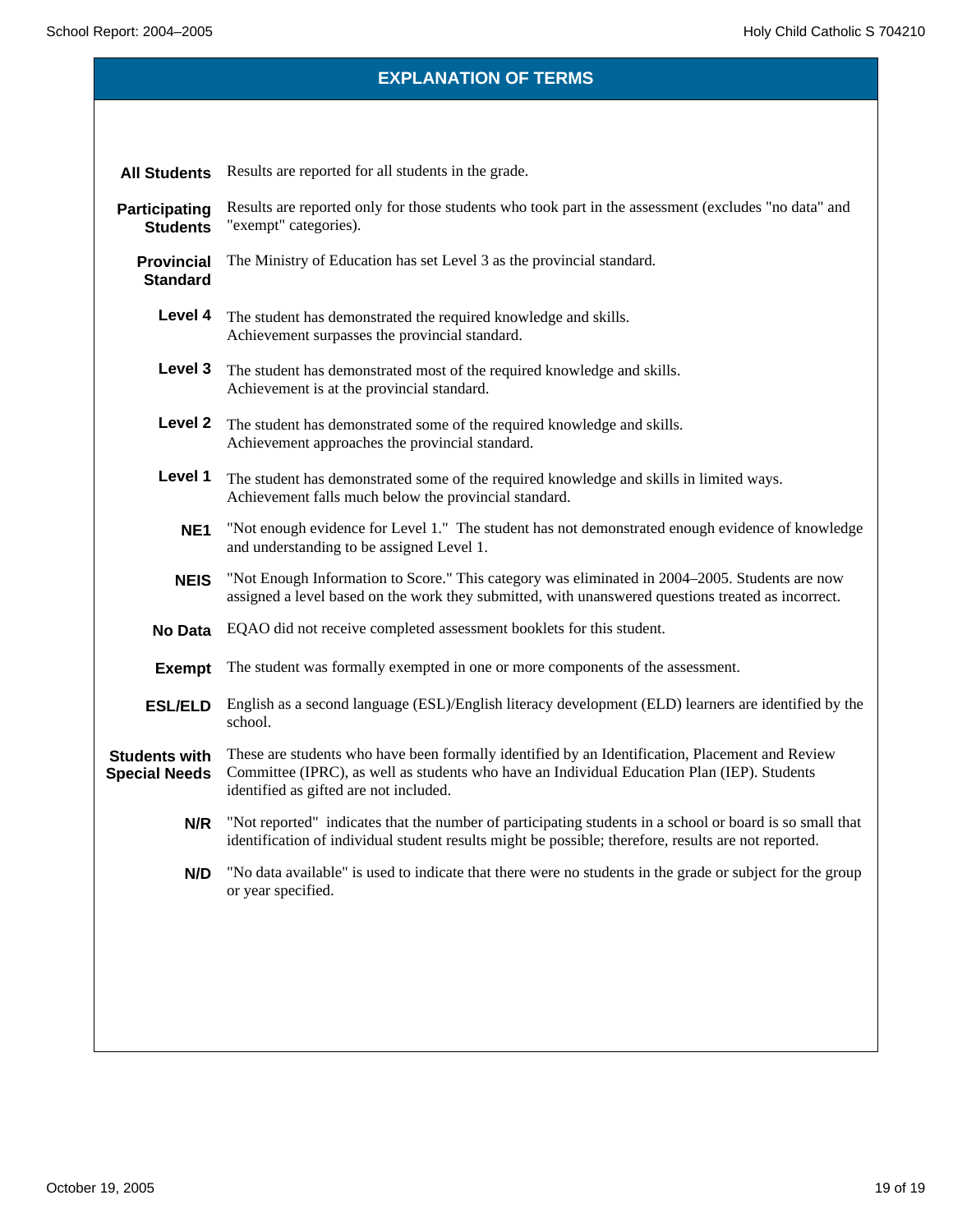## EXPLANATION OF TERMS

**All Students** Results are reported for all students in the grade.

**Participating Students** Results are reported only for those students who took part in the assessment (excludes "no data" and "exempt" categories).

**Provincial Standard** The Ministry of Education has set Level 3 as the provincial standard.

**Level 4** The student has demonstrated the required knowledge and skills. Achievement surpasses the provincial standard.

**Level 3** The student has demonstrated most of the required knowledge and skills. Achievement is at the provincial standard.

**Level 2** The student has demonstrated some of the required knowledge and skills. Achievement approaches the provincial standard.

**Level 1** The student has demonstrated some of the required knowledge and skills in limited ways. Achievement falls much below the provincial standard.

**NE1** "Not enough evidence for Level 1." The student has not demonstrated enough evidence of knowledge and understanding to be assigned Level 1.

**NEIS** "Not Enough Information to Score." This category was eliminated in 2004–2005. Students are now assigned a level based on the work they submitted, with unanswered questions treated as incorrect.

**No Data** EQAO did not receive completed assessment booklets for this student.

**Exempt** The student was formally exempted in one or more components of the assessment.

**ESL/ELD** English as a second language (ESL)/English literacy development (ELD) learners are identified by the school.

**Students with Special Needs** These are students who have been formally identified by an Identification, Placement and Review Committee (IPRC), as well as students who have an Individual Education Plan (IEP). Students identified as gifted are not included.

**N/R** "Not reported" indicates that the number of participating students in a school or board is so small that identification of individual student results might be possible; therefore, results are not reported.

**N/D** "No data available" is used to indicate that there were no students in the grade or subject for the group or year specified.